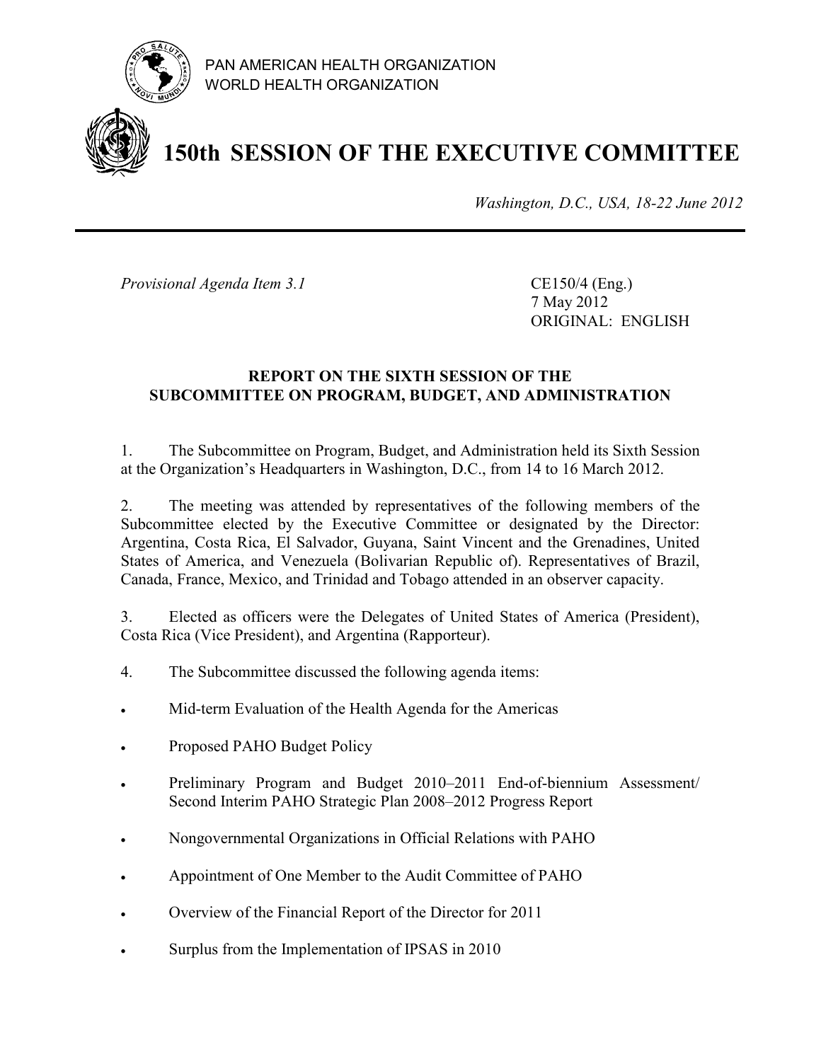PAN AMERICAN HEALTH ORGANIZATION
WORLD HEALTH ORGANIZATION

# 150th SESSION OF THE EXECUTIVE COMMITTEE

*Washington, D.C., USA, 18-22 June 2012*

*Provisional Agenda Item 3.1*

CE150/4 (Eng.)
7 May 2012
ORIGINAL: ENGLISH

## REPORT ON THE SIXTH SESSION OF THE SUBCOMMITTEE ON PROGRAM, BUDGET, AND ADMINISTRATION

1. The Subcommittee on Program, Budget, and Administration held its Sixth Session at the Organization's Headquarters in Washington, D.C., from 14 to 16 March 2012.

2. The meeting was attended by representatives of the following members of the Subcommittee elected by the Executive Committee or designated by the Director: Argentina, Costa Rica, El Salvador, Guyana, Saint Vincent and the Grenadines, United States of America, and Venezuela (Bolivarian Republic of). Representatives of Brazil, Canada, France, Mexico, and Trinidad and Tobago attended in an observer capacity.

3. Elected as officers were the Delegates of United States of America (President), Costa Rica (Vice President), and Argentina (Rapporteur).

4. The Subcommittee discussed the following agenda items:

- Mid-term Evaluation of the Health Agenda for the Americas
- Proposed PAHO Budget Policy
- Preliminary Program and Budget 2010–2011 End-of-biennium Assessment/ Second Interim PAHO Strategic Plan 2008–2012 Progress Report
- Nongovernmental Organizations in Official Relations with PAHO
- Appointment of One Member to the Audit Committee of PAHO
- Overview of the Financial Report of the Director for 2011
- Surplus from the Implementation of IPSAS in 2010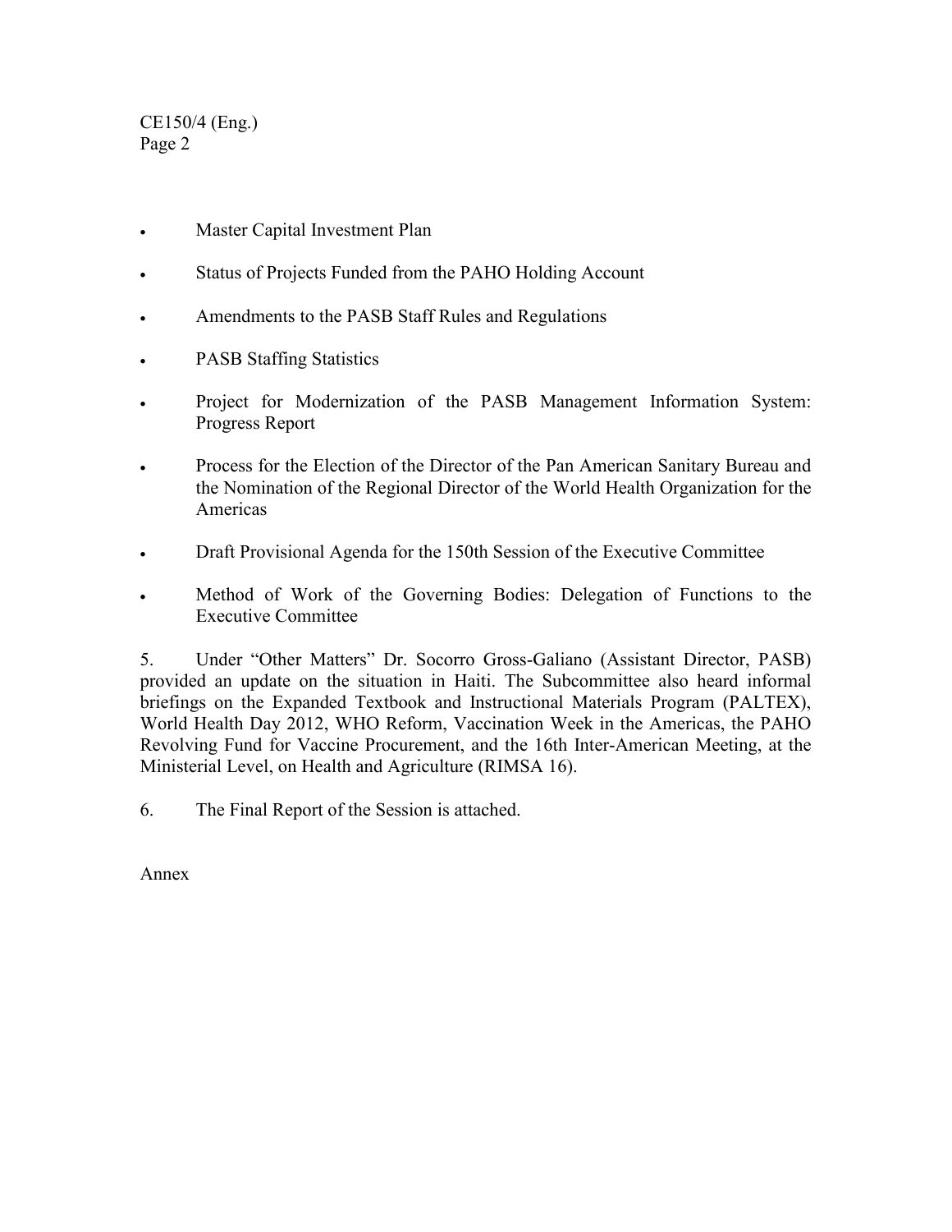- Master Capital Investment Plan
- Status of Projects Funded from the PAHO Holding Account
- Amendments to the PASB Staff Rules and Regulations
- PASB Staffing Statistics
- Project for Modernization of the PASB Management Information System: Progress Report
- Process for the Election of the Director of the Pan American Sanitary Bureau and the Nomination of the Regional Director of the World Health Organization for the Americas
- Draft Provisional Agenda for the 150th Session of the Executive Committee
- Method of Work of the Governing Bodies: Delegation of Functions to the Executive Committee

5. Under "Other Matters" Dr. Socorro Gross-Galiano (Assistant Director, PASB) provided an update on the situation in Haiti. The Subcommittee also heard informal briefings on the Expanded Textbook and Instructional Materials Program (PALTEX), World Health Day 2012, WHO Reform, Vaccination Week in the Americas, the PAHO Revolving Fund for Vaccine Procurement, and the 16th Inter-American Meeting, at the Ministerial Level, on Health and Agriculture (RIMSA 16).

6. The Final Report of the Session is attached.

Annex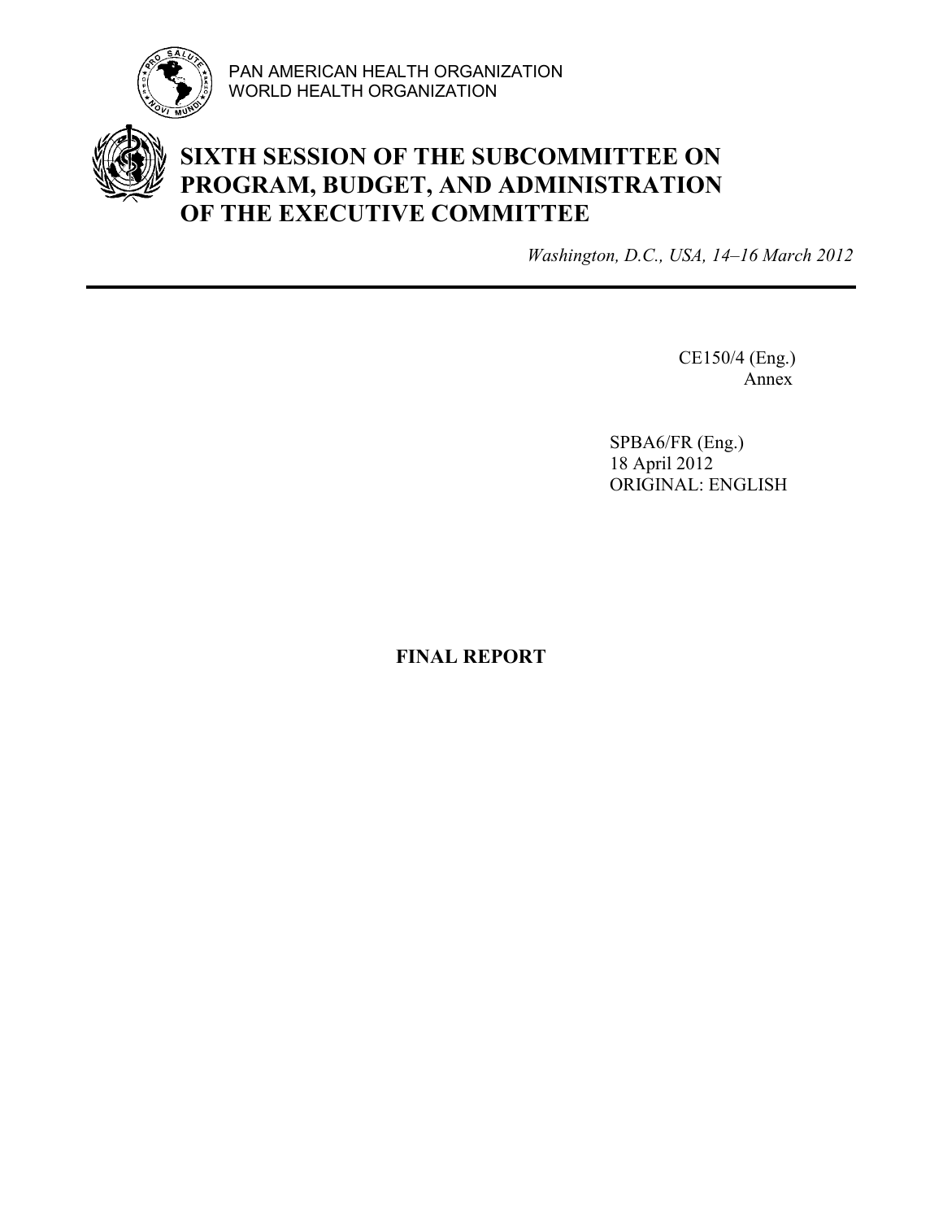PAN AMERICAN HEALTH ORGANIZATION
WORLD HEALTH ORGANIZATION

# SIXTH SESSION OF THE SUBCOMMITTEE ON PROGRAM, BUDGET, AND ADMINISTRATION OF THE EXECUTIVE COMMITTEE

*Washington, D.C., USA, 14–16 March 2012*

CE150/4 (Eng.)
Annex

SPBA6/FR (Eng.)
18 April 2012
ORIGINAL: ENGLISH

**FINAL REPORT**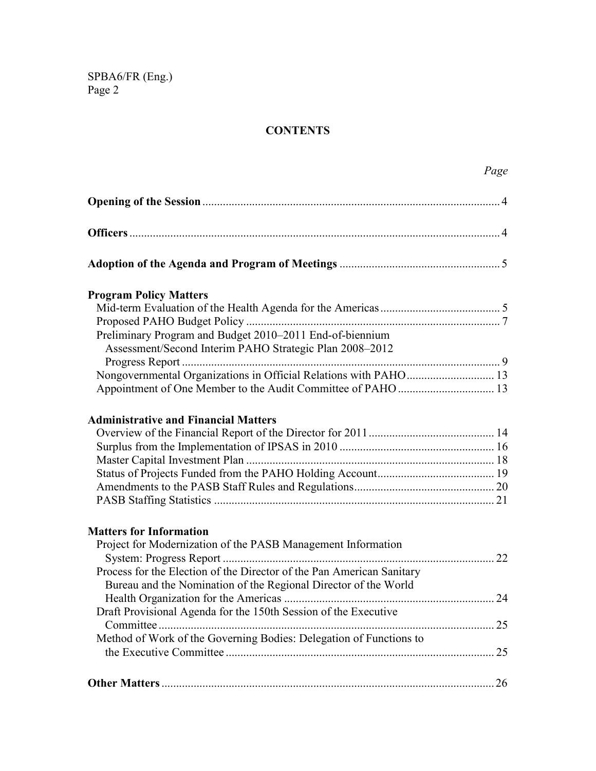## CONTENTS

*Page*

**Opening of the Session** ... 4

**Officers** ... 4

**Adoption of the Agenda and Program of Meetings** ... 5

**Program Policy Matters**

- Mid-term Evaluation of the Health Agenda for the Americas ... 5
- Proposed PAHO Budget Policy ... 7
- Preliminary Program and Budget 2010–2011 End-of-biennium Assessment/Second Interim PAHO Strategic Plan 2008–2012 Progress Report ... 9
- Nongovernmental Organizations in Official Relations with PAHO ... 13
- Appointment of One Member to the Audit Committee of PAHO ... 13

**Administrative and Financial Matters**

- Overview of the Financial Report of the Director for 2011 ... 14
- Surplus from the Implementation of IPSAS in 2010 ... 16
- Master Capital Investment Plan ... 18
- Status of Projects Funded from the PAHO Holding Account ... 19
- Amendments to the PASB Staff Rules and Regulations ... 20
- PASB Staffing Statistics ... 21

**Matters for Information**

- Project for Modernization of the PASB Management Information System: Progress Report ... 22
- Process for the Election of the Director of the Pan American Sanitary Bureau and the Nomination of the Regional Director of the World Health Organization for the Americas ... 24
- Draft Provisional Agenda for the 150th Session of the Executive Committee ... 25
- Method of Work of the Governing Bodies: Delegation of Functions to the Executive Committee ... 25

**Other Matters** ... 26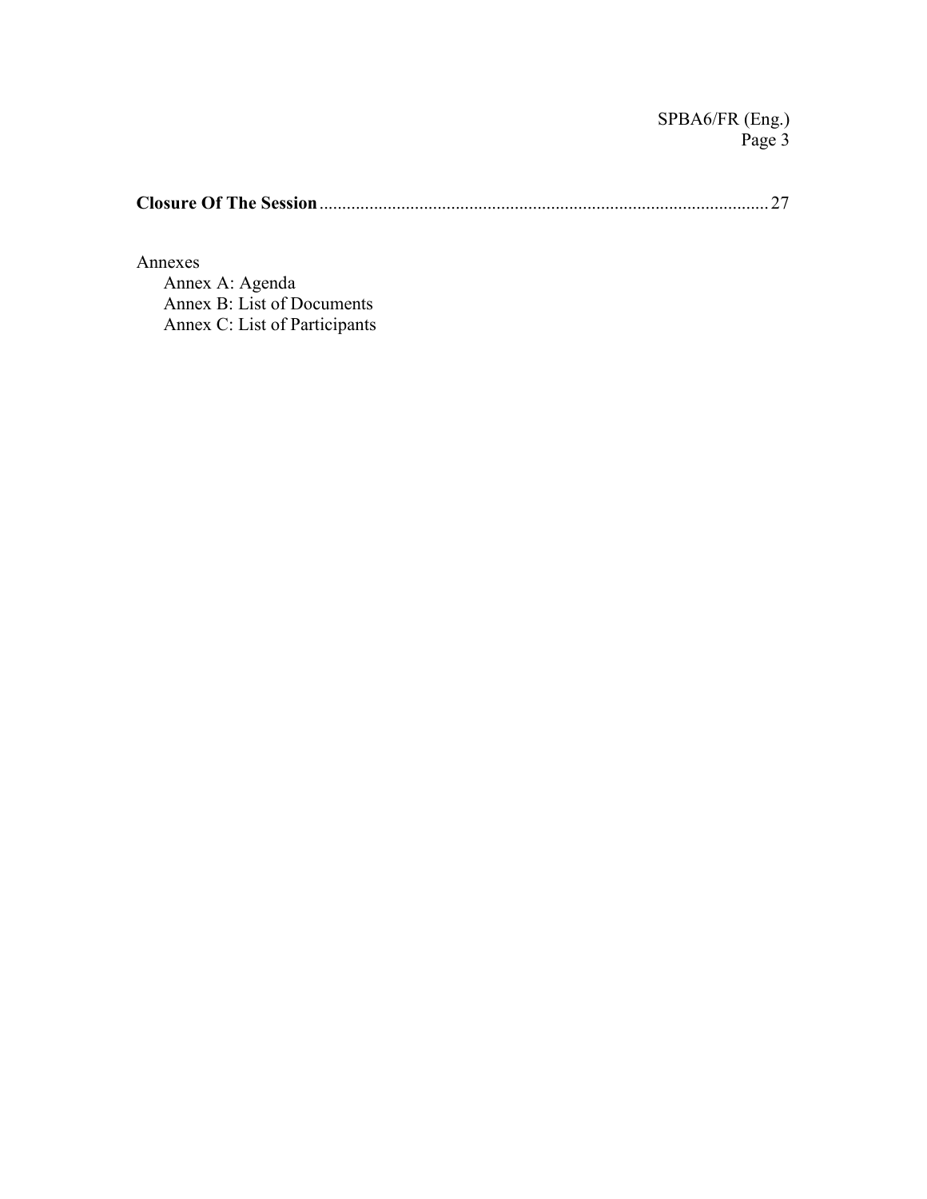**Closure Of The Session** .................................................................................................... 27

Annexes

- Annex A: Agenda
- Annex B: List of Documents
- Annex C: List of Participants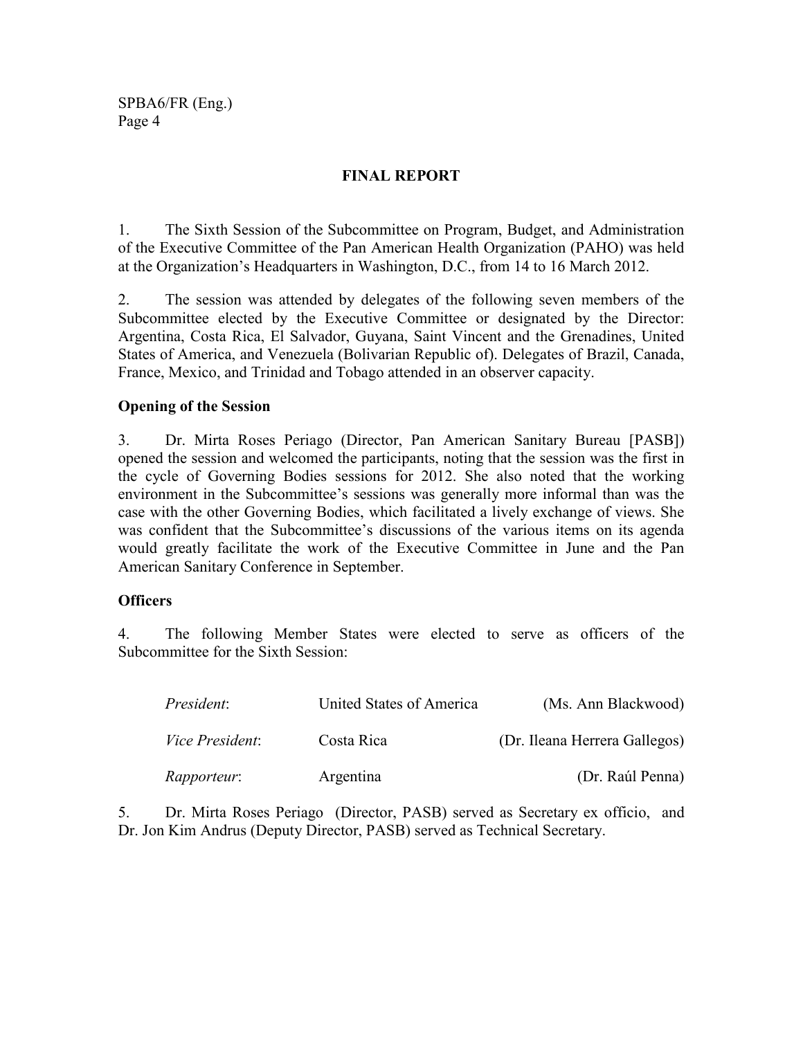# FINAL REPORT

1. The Sixth Session of the Subcommittee on Program, Budget, and Administration of the Executive Committee of the Pan American Health Organization (PAHO) was held at the Organization's Headquarters in Washington, D.C., from 14 to 16 March 2012.

2. The session was attended by delegates of the following seven members of the Subcommittee elected by the Executive Committee or designated by the Director: Argentina, Costa Rica, El Salvador, Guyana, Saint Vincent and the Grenadines, United States of America, and Venezuela (Bolivarian Republic of). Delegates of Brazil, Canada, France, Mexico, and Trinidad and Tobago attended in an observer capacity.

## Opening of the Session

3. Dr. Mirta Roses Periago (Director, Pan American Sanitary Bureau [PASB]) opened the session and welcomed the participants, noting that the session was the first in the cycle of Governing Bodies sessions for 2012. She also noted that the working environment in the Subcommittee's sessions was generally more informal than was the case with the other Governing Bodies, which facilitated a lively exchange of views. She was confident that the Subcommittee's discussions of the various items on its agenda would greatly facilitate the work of the Executive Committee in June and the Pan American Sanitary Conference in September.

## Officers

4. The following Member States were elected to serve as officers of the Subcommittee for the Sixth Session:

| | | |
|---|---|---|
| *President*: | United States of America | (Ms. Ann Blackwood) |
| *Vice President*: | Costa Rica | (Dr. Ileana Herrera Gallegos) |
| *Rapporteur*: | Argentina | (Dr. Raúl Penna) |

5. Dr. Mirta Roses Periago (Director, PASB) served as Secretary ex officio, and Dr. Jon Kim Andrus (Deputy Director, PASB) served as Technical Secretary.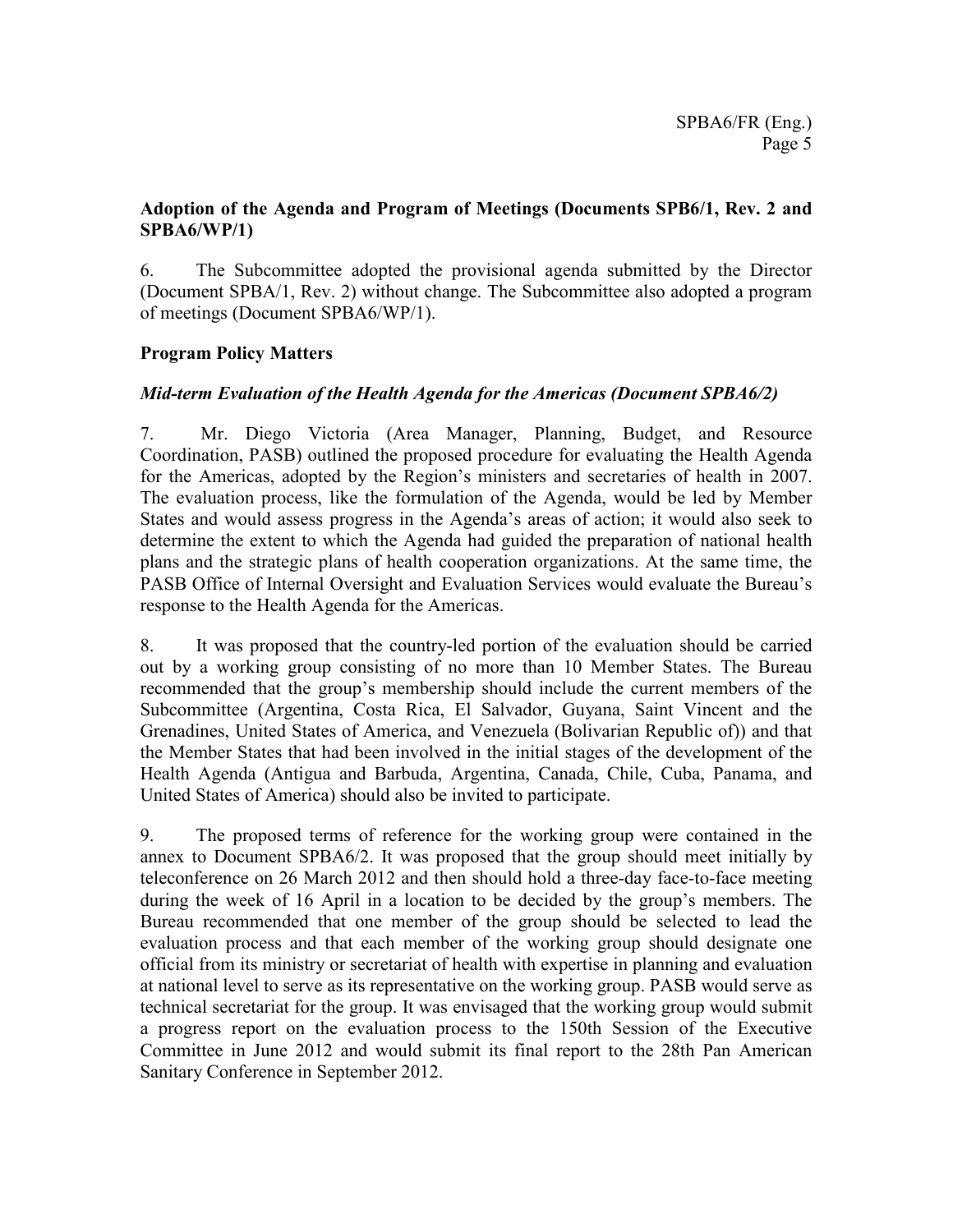**Adoption of the Agenda and Program of Meetings (Documents SPB6/1, Rev. 2 and SPBA6/WP/1)**

6. The Subcommittee adopted the provisional agenda submitted by the Director (Document SPBA/1, Rev. 2) without change. The Subcommittee also adopted a program of meetings (Document SPBA6/WP/1).

**Program Policy Matters**

***Mid-term Evaluation of the Health Agenda for the Americas (Document SPBA6/2)***

7. Mr. Diego Victoria (Area Manager, Planning, Budget, and Resource Coordination, PASB) outlined the proposed procedure for evaluating the Health Agenda for the Americas, adopted by the Region's ministers and secretaries of health in 2007. The evaluation process, like the formulation of the Agenda, would be led by Member States and would assess progress in the Agenda's areas of action; it would also seek to determine the extent to which the Agenda had guided the preparation of national health plans and the strategic plans of health cooperation organizations. At the same time, the PASB Office of Internal Oversight and Evaluation Services would evaluate the Bureau's response to the Health Agenda for the Americas.

8. It was proposed that the country-led portion of the evaluation should be carried out by a working group consisting of no more than 10 Member States. The Bureau recommended that the group's membership should include the current members of the Subcommittee (Argentina, Costa Rica, El Salvador, Guyana, Saint Vincent and the Grenadines, United States of America, and Venezuela (Bolivarian Republic of)) and that the Member States that had been involved in the initial stages of the development of the Health Agenda (Antigua and Barbuda, Argentina, Canada, Chile, Cuba, Panama, and United States of America) should also be invited to participate.

9. The proposed terms of reference for the working group were contained in the annex to Document SPBA6/2. It was proposed that the group should meet initially by teleconference on 26 March 2012 and then should hold a three-day face-to-face meeting during the week of 16 April in a location to be decided by the group's members. The Bureau recommended that one member of the group should be selected to lead the evaluation process and that each member of the working group should designate one official from its ministry or secretariat of health with expertise in planning and evaluation at national level to serve as its representative on the working group. PASB would serve as technical secretariat for the group. It was envisaged that the working group would submit a progress report on the evaluation process to the 150th Session of the Executive Committee in June 2012 and would submit its final report to the 28th Pan American Sanitary Conference in September 2012.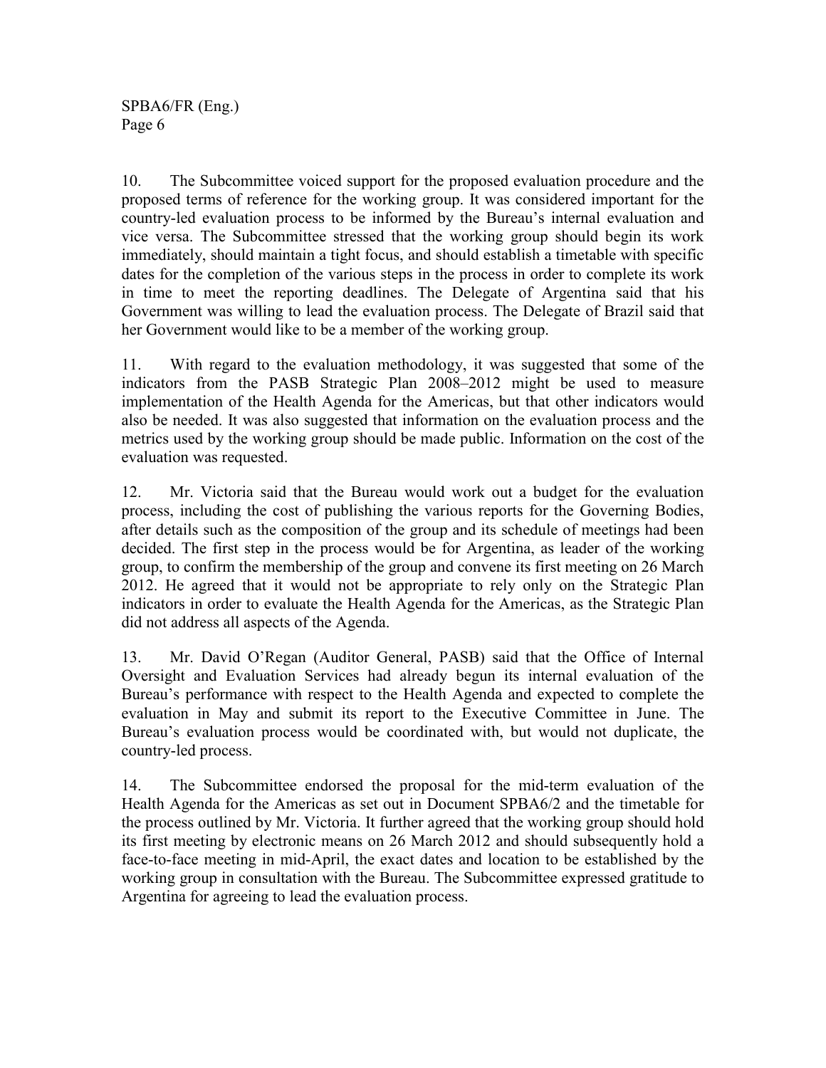10. The Subcommittee voiced support for the proposed evaluation procedure and the proposed terms of reference for the working group. It was considered important for the country-led evaluation process to be informed by the Bureau's internal evaluation and vice versa. The Subcommittee stressed that the working group should begin its work immediately, should maintain a tight focus, and should establish a timetable with specific dates for the completion of the various steps in the process in order to complete its work in time to meet the reporting deadlines. The Delegate of Argentina said that his Government was willing to lead the evaluation process. The Delegate of Brazil said that her Government would like to be a member of the working group.

11. With regard to the evaluation methodology, it was suggested that some of the indicators from the PASB Strategic Plan 2008–2012 might be used to measure implementation of the Health Agenda for the Americas, but that other indicators would also be needed. It was also suggested that information on the evaluation process and the metrics used by the working group should be made public. Information on the cost of the evaluation was requested.

12. Mr. Victoria said that the Bureau would work out a budget for the evaluation process, including the cost of publishing the various reports for the Governing Bodies, after details such as the composition of the group and its schedule of meetings had been decided. The first step in the process would be for Argentina, as leader of the working group, to confirm the membership of the group and convene its first meeting on 26 March 2012. He agreed that it would not be appropriate to rely only on the Strategic Plan indicators in order to evaluate the Health Agenda for the Americas, as the Strategic Plan did not address all aspects of the Agenda.

13. Mr. David O'Regan (Auditor General, PASB) said that the Office of Internal Oversight and Evaluation Services had already begun its internal evaluation of the Bureau's performance with respect to the Health Agenda and expected to complete the evaluation in May and submit its report to the Executive Committee in June. The Bureau's evaluation process would be coordinated with, but would not duplicate, the country-led process.

14. The Subcommittee endorsed the proposal for the mid-term evaluation of the Health Agenda for the Americas as set out in Document SPBA6/2 and the timetable for the process outlined by Mr. Victoria. It further agreed that the working group should hold its first meeting by electronic means on 26 March 2012 and should subsequently hold a face-to-face meeting in mid-April, the exact dates and location to be established by the working group in consultation with the Bureau. The Subcommittee expressed gratitude to Argentina for agreeing to lead the evaluation process.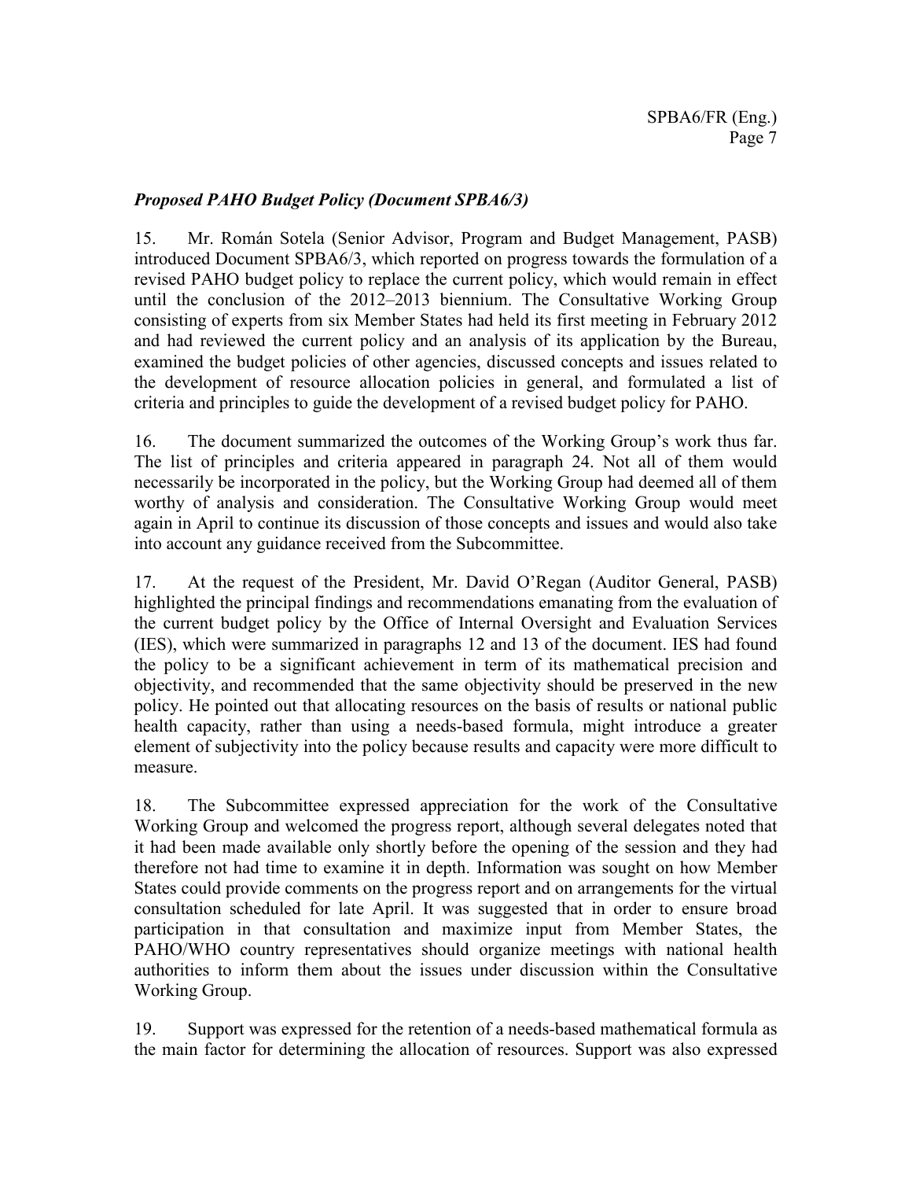### *Proposed PAHO Budget Policy (Document SPBA6/3)*

15. Mr. Román Sotela (Senior Advisor, Program and Budget Management, PASB) introduced Document SPBA6/3, which reported on progress towards the formulation of a revised PAHO budget policy to replace the current policy, which would remain in effect until the conclusion of the 2012–2013 biennium. The Consultative Working Group consisting of experts from six Member States had held its first meeting in February 2012 and had reviewed the current policy and an analysis of its application by the Bureau, examined the budget policies of other agencies, discussed concepts and issues related to the development of resource allocation policies in general, and formulated a list of criteria and principles to guide the development of a revised budget policy for PAHO.

16. The document summarized the outcomes of the Working Group's work thus far. The list of principles and criteria appeared in paragraph 24. Not all of them would necessarily be incorporated in the policy, but the Working Group had deemed all of them worthy of analysis and consideration. The Consultative Working Group would meet again in April to continue its discussion of those concepts and issues and would also take into account any guidance received from the Subcommittee.

17. At the request of the President, Mr. David O'Regan (Auditor General, PASB) highlighted the principal findings and recommendations emanating from the evaluation of the current budget policy by the Office of Internal Oversight and Evaluation Services (IES), which were summarized in paragraphs 12 and 13 of the document. IES had found the policy to be a significant achievement in term of its mathematical precision and objectivity, and recommended that the same objectivity should be preserved in the new policy. He pointed out that allocating resources on the basis of results or national public health capacity, rather than using a needs-based formula, might introduce a greater element of subjectivity into the policy because results and capacity were more difficult to measure.

18. The Subcommittee expressed appreciation for the work of the Consultative Working Group and welcomed the progress report, although several delegates noted that it had been made available only shortly before the opening of the session and they had therefore not had time to examine it in depth. Information was sought on how Member States could provide comments on the progress report and on arrangements for the virtual consultation scheduled for late April. It was suggested that in order to ensure broad participation in that consultation and maximize input from Member States, the PAHO/WHO country representatives should organize meetings with national health authorities to inform them about the issues under discussion within the Consultative Working Group.

19. Support was expressed for the retention of a needs-based mathematical formula as the main factor for determining the allocation of resources. Support was also expressed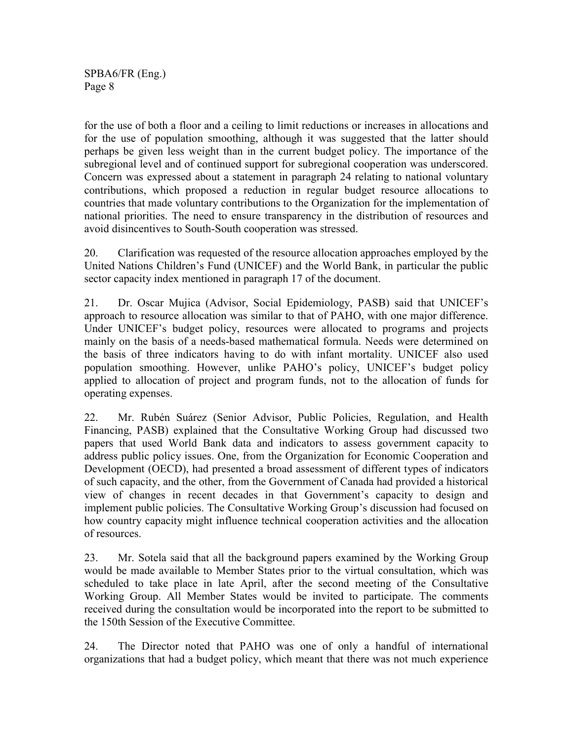for the use of both a floor and a ceiling to limit reductions or increases in allocations and for the use of population smoothing, although it was suggested that the latter should perhaps be given less weight than in the current budget policy. The importance of the subregional level and of continued support for subregional cooperation was underscored. Concern was expressed about a statement in paragraph 24 relating to national voluntary contributions, which proposed a reduction in regular budget resource allocations to countries that made voluntary contributions to the Organization for the implementation of national priorities. The need to ensure transparency in the distribution of resources and avoid disincentives to South-South cooperation was stressed.

20. Clarification was requested of the resource allocation approaches employed by the United Nations Children's Fund (UNICEF) and the World Bank, in particular the public sector capacity index mentioned in paragraph 17 of the document.

21. Dr. Oscar Mujica (Advisor, Social Epidemiology, PASB) said that UNICEF's approach to resource allocation was similar to that of PAHO, with one major difference. Under UNICEF's budget policy, resources were allocated to programs and projects mainly on the basis of a needs-based mathematical formula. Needs were determined on the basis of three indicators having to do with infant mortality. UNICEF also used population smoothing. However, unlike PAHO's policy, UNICEF's budget policy applied to allocation of project and program funds, not to the allocation of funds for operating expenses.

22. Mr. Rubén Suárez (Senior Advisor, Public Policies, Regulation, and Health Financing, PASB) explained that the Consultative Working Group had discussed two papers that used World Bank data and indicators to assess government capacity to address public policy issues. One, from the Organization for Economic Cooperation and Development (OECD), had presented a broad assessment of different types of indicators of such capacity, and the other, from the Government of Canada had provided a historical view of changes in recent decades in that Government's capacity to design and implement public policies. The Consultative Working Group's discussion had focused on how country capacity might influence technical cooperation activities and the allocation of resources.

23. Mr. Sotela said that all the background papers examined by the Working Group would be made available to Member States prior to the virtual consultation, which was scheduled to take place in late April, after the second meeting of the Consultative Working Group. All Member States would be invited to participate. The comments received during the consultation would be incorporated into the report to be submitted to the 150th Session of the Executive Committee.

24. The Director noted that PAHO was one of only a handful of international organizations that had a budget policy, which meant that there was not much experience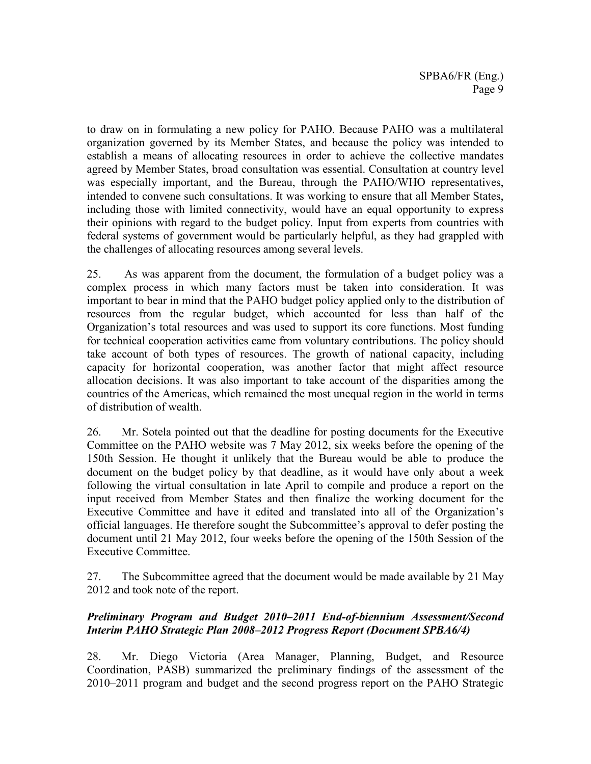to draw on in formulating a new policy for PAHO. Because PAHO was a multilateral organization governed by its Member States, and because the policy was intended to establish a means of allocating resources in order to achieve the collective mandates agreed by Member States, broad consultation was essential. Consultation at country level was especially important, and the Bureau, through the PAHO/WHO representatives, intended to convene such consultations. It was working to ensure that all Member States, including those with limited connectivity, would have an equal opportunity to express their opinions with regard to the budget policy. Input from experts from countries with federal systems of government would be particularly helpful, as they had grappled with the challenges of allocating resources among several levels.

25. As was apparent from the document, the formulation of a budget policy was a complex process in which many factors must be taken into consideration. It was important to bear in mind that the PAHO budget policy applied only to the distribution of resources from the regular budget, which accounted for less than half of the Organization's total resources and was used to support its core functions. Most funding for technical cooperation activities came from voluntary contributions. The policy should take account of both types of resources. The growth of national capacity, including capacity for horizontal cooperation, was another factor that might affect resource allocation decisions. It was also important to take account of the disparities among the countries of the Americas, which remained the most unequal region in the world in terms of distribution of wealth.

26. Mr. Sotela pointed out that the deadline for posting documents for the Executive Committee on the PAHO website was 7 May 2012, six weeks before the opening of the 150th Session. He thought it unlikely that the Bureau would be able to produce the document on the budget policy by that deadline, as it would have only about a week following the virtual consultation in late April to compile and produce a report on the input received from Member States and then finalize the working document for the Executive Committee and have it edited and translated into all of the Organization's official languages. He therefore sought the Subcommittee's approval to defer posting the document until 21 May 2012, four weeks before the opening of the 150th Session of the Executive Committee.

27. The Subcommittee agreed that the document would be made available by 21 May 2012 and took note of the report.

***Preliminary Program and Budget 2010–2011 End-of-biennium Assessment/Second Interim PAHO Strategic Plan 2008–2012 Progress Report (Document SPBA6/4)***

28. Mr. Diego Victoria (Area Manager, Planning, Budget, and Resource Coordination, PASB) summarized the preliminary findings of the assessment of the 2010–2011 program and budget and the second progress report on the PAHO Strategic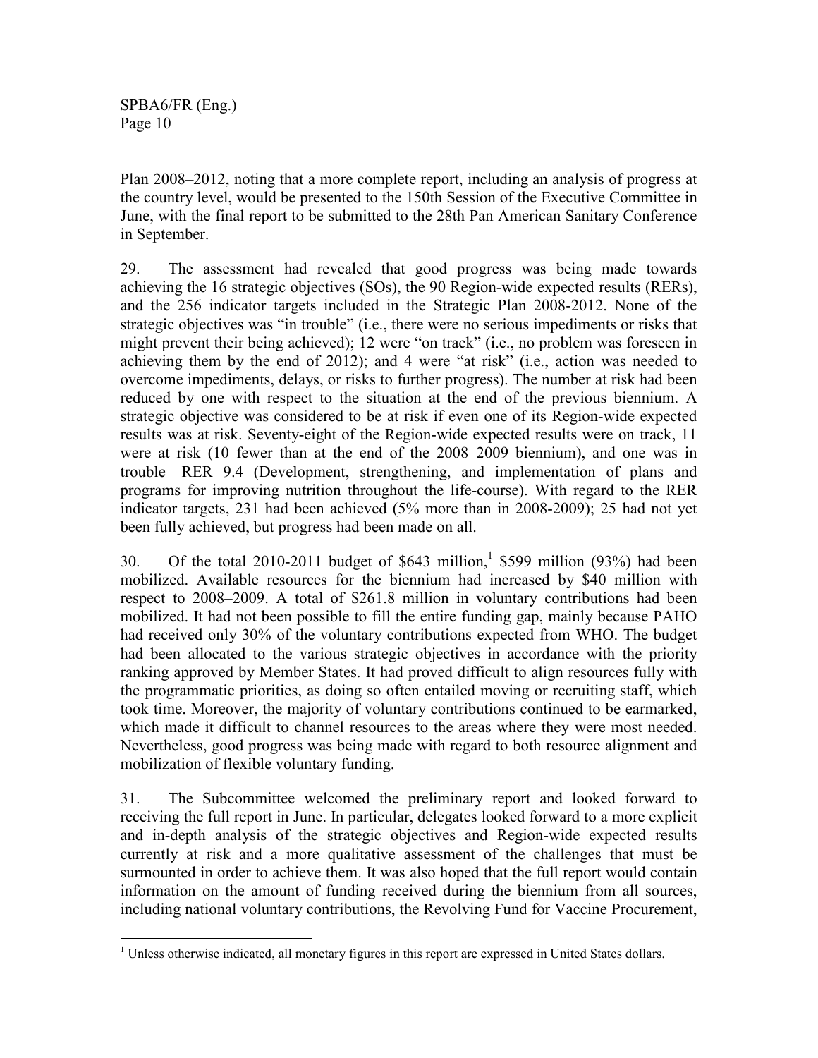Plan 2008–2012, noting that a more complete report, including an analysis of progress at the country level, would be presented to the 150th Session of the Executive Committee in June, with the final report to be submitted to the 28th Pan American Sanitary Conference in September.

29. The assessment had revealed that good progress was being made towards achieving the 16 strategic objectives (SOs), the 90 Region-wide expected results (RERs), and the 256 indicator targets included in the Strategic Plan 2008-2012. None of the strategic objectives was "in trouble" (i.e., there were no serious impediments or risks that might prevent their being achieved); 12 were "on track" (i.e., no problem was foreseen in achieving them by the end of 2012); and 4 were "at risk" (i.e., action was needed to overcome impediments, delays, or risks to further progress). The number at risk had been reduced by one with respect to the situation at the end of the previous biennium. A strategic objective was considered to be at risk if even one of its Region-wide expected results was at risk. Seventy-eight of the Region-wide expected results were on track, 11 were at risk (10 fewer than at the end of the 2008–2009 biennium), and one was in trouble—RER 9.4 (Development, strengthening, and implementation of plans and programs for improving nutrition throughout the life-course). With regard to the RER indicator targets, 231 had been achieved (5% more than in 2008-2009); 25 had not yet been fully achieved, but progress had been made on all.

30. Of the total 2010-2011 budget of $643 million,[1] $599 million (93%) had been mobilized. Available resources for the biennium had increased by $40 million with respect to 2008–2009. A total of $261.8 million in voluntary contributions had been mobilized. It had not been possible to fill the entire funding gap, mainly because PAHO had received only 30% of the voluntary contributions expected from WHO. The budget had been allocated to the various strategic objectives in accordance with the priority ranking approved by Member States. It had proved difficult to align resources fully with the programmatic priorities, as doing so often entailed moving or recruiting staff, which took time. Moreover, the majority of voluntary contributions continued to be earmarked, which made it difficult to channel resources to the areas where they were most needed. Nevertheless, good progress was being made with regard to both resource alignment and mobilization of flexible voluntary funding.

31. The Subcommittee welcomed the preliminary report and looked forward to receiving the full report in June. In particular, delegates looked forward to a more explicit and in-depth analysis of the strategic objectives and Region-wide expected results currently at risk and a more qualitative assessment of the challenges that must be surmounted in order to achieve them. It was also hoped that the full report would contain information on the amount of funding received during the biennium from all sources, including national voluntary contributions, the Revolving Fund for Vaccine Procurement,

[1] Unless otherwise indicated, all monetary figures in this report are expressed in United States dollars.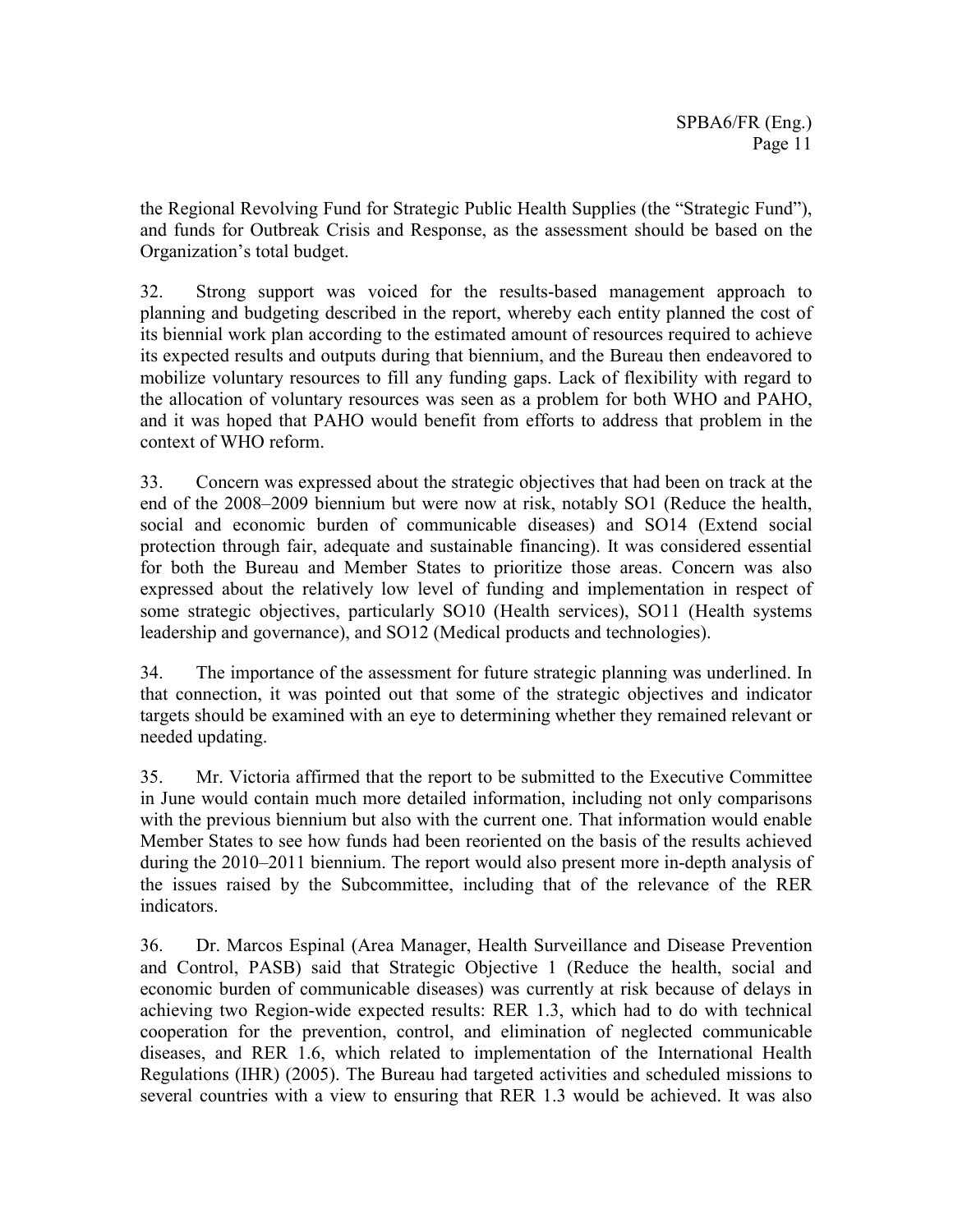the Regional Revolving Fund for Strategic Public Health Supplies (the "Strategic Fund"), and funds for Outbreak Crisis and Response, as the assessment should be based on the Organization's total budget.

32. Strong support was voiced for the results-based management approach to planning and budgeting described in the report, whereby each entity planned the cost of its biennial work plan according to the estimated amount of resources required to achieve its expected results and outputs during that biennium, and the Bureau then endeavored to mobilize voluntary resources to fill any funding gaps. Lack of flexibility with regard to the allocation of voluntary resources was seen as a problem for both WHO and PAHO, and it was hoped that PAHO would benefit from efforts to address that problem in the context of WHO reform.

33. Concern was expressed about the strategic objectives that had been on track at the end of the 2008–2009 biennium but were now at risk, notably SO1 (Reduce the health, social and economic burden of communicable diseases) and SO14 (Extend social protection through fair, adequate and sustainable financing). It was considered essential for both the Bureau and Member States to prioritize those areas. Concern was also expressed about the relatively low level of funding and implementation in respect of some strategic objectives, particularly SO10 (Health services), SO11 (Health systems leadership and governance), and SO12 (Medical products and technologies).

34. The importance of the assessment for future strategic planning was underlined. In that connection, it was pointed out that some of the strategic objectives and indicator targets should be examined with an eye to determining whether they remained relevant or needed updating.

35. Mr. Victoria affirmed that the report to be submitted to the Executive Committee in June would contain much more detailed information, including not only comparisons with the previous biennium but also with the current one. That information would enable Member States to see how funds had been reoriented on the basis of the results achieved during the 2010–2011 biennium. The report would also present more in-depth analysis of the issues raised by the Subcommittee, including that of the relevance of the RER indicators.

36. Dr. Marcos Espinal (Area Manager, Health Surveillance and Disease Prevention and Control, PASB) said that Strategic Objective 1 (Reduce the health, social and economic burden of communicable diseases) was currently at risk because of delays in achieving two Region-wide expected results: RER 1.3, which had to do with technical cooperation for the prevention, control, and elimination of neglected communicable diseases, and RER 1.6, which related to implementation of the International Health Regulations (IHR) (2005). The Bureau had targeted activities and scheduled missions to several countries with a view to ensuring that RER 1.3 would be achieved. It was also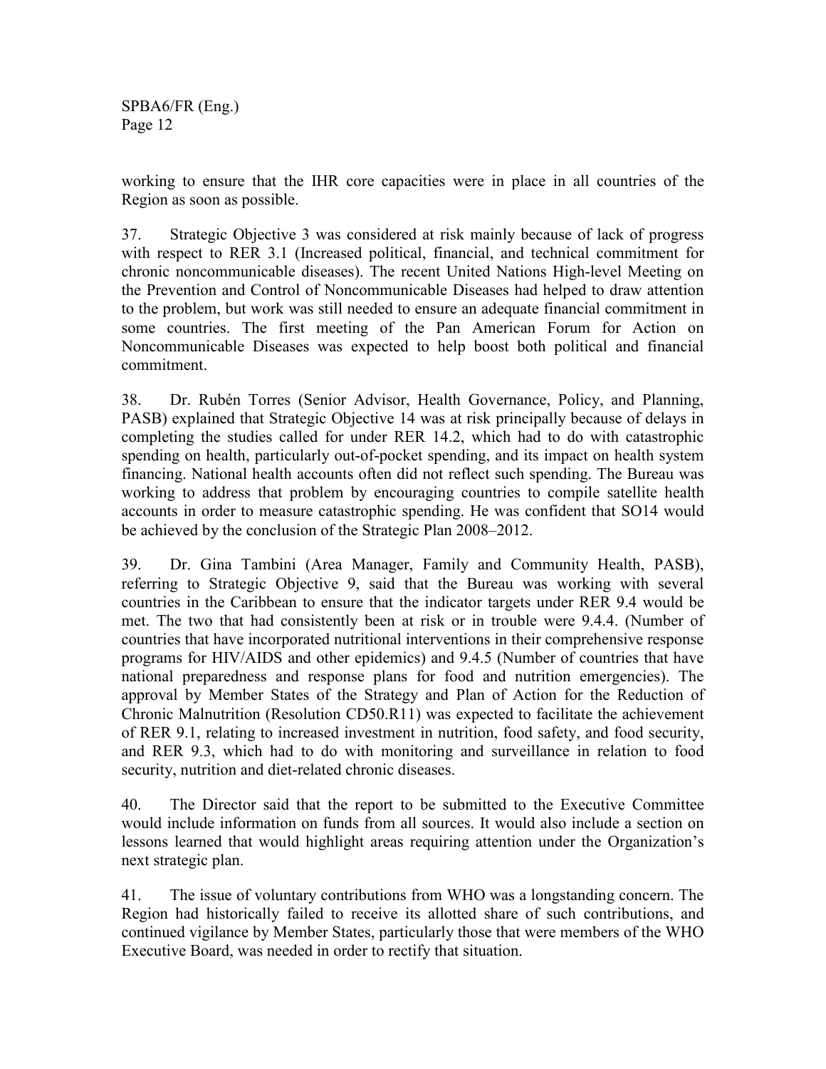working to ensure that the IHR core capacities were in place in all countries of the Region as soon as possible.

37. Strategic Objective 3 was considered at risk mainly because of lack of progress with respect to RER 3.1 (Increased political, financial, and technical commitment for chronic noncommunicable diseases). The recent United Nations High-level Meeting on the Prevention and Control of Noncommunicable Diseases had helped to draw attention to the problem, but work was still needed to ensure an adequate financial commitment in some countries. The first meeting of the Pan American Forum for Action on Noncommunicable Diseases was expected to help boost both political and financial commitment.

38. Dr. Rubén Torres (Senior Advisor, Health Governance, Policy, and Planning, PASB) explained that Strategic Objective 14 was at risk principally because of delays in completing the studies called for under RER 14.2, which had to do with catastrophic spending on health, particularly out-of-pocket spending, and its impact on health system financing. National health accounts often did not reflect such spending. The Bureau was working to address that problem by encouraging countries to compile satellite health accounts in order to measure catastrophic spending. He was confident that SO14 would be achieved by the conclusion of the Strategic Plan 2008–2012.

39. Dr. Gina Tambini (Area Manager, Family and Community Health, PASB), referring to Strategic Objective 9, said that the Bureau was working with several countries in the Caribbean to ensure that the indicator targets under RER 9.4 would be met. The two that had consistently been at risk or in trouble were 9.4.4. (Number of countries that have incorporated nutritional interventions in their comprehensive response programs for HIV/AIDS and other epidemics) and 9.4.5 (Number of countries that have national preparedness and response plans for food and nutrition emergencies). The approval by Member States of the Strategy and Plan of Action for the Reduction of Chronic Malnutrition (Resolution CD50.R11) was expected to facilitate the achievement of RER 9.1, relating to increased investment in nutrition, food safety, and food security, and RER 9.3, which had to do with monitoring and surveillance in relation to food security, nutrition and diet-related chronic diseases.

40. The Director said that the report to be submitted to the Executive Committee would include information on funds from all sources. It would also include a section on lessons learned that would highlight areas requiring attention under the Organization's next strategic plan.

41. The issue of voluntary contributions from WHO was a longstanding concern. The Region had historically failed to receive its allotted share of such contributions, and continued vigilance by Member States, particularly those that were members of the WHO Executive Board, was needed in order to rectify that situation.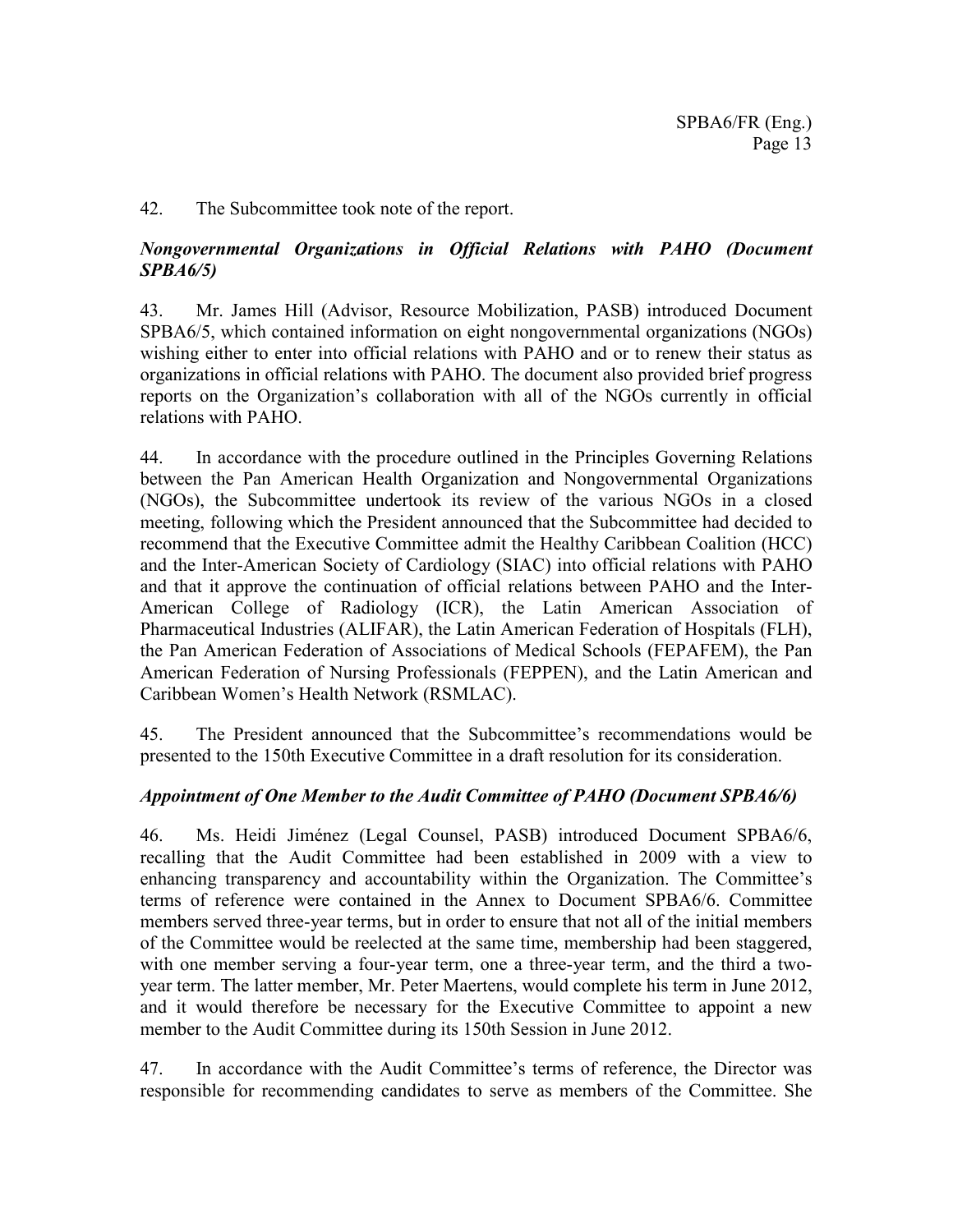42. The Subcommittee took note of the report.

### *Nongovernmental Organizations in Official Relations with PAHO (Document SPBA6/5)*

43. Mr. James Hill (Advisor, Resource Mobilization, PASB) introduced Document SPBA6/5, which contained information on eight nongovernmental organizations (NGOs) wishing either to enter into official relations with PAHO and or to renew their status as organizations in official relations with PAHO. The document also provided brief progress reports on the Organization's collaboration with all of the NGOs currently in official relations with PAHO.

44. In accordance with the procedure outlined in the Principles Governing Relations between the Pan American Health Organization and Nongovernmental Organizations (NGOs), the Subcommittee undertook its review of the various NGOs in a closed meeting, following which the President announced that the Subcommittee had decided to recommend that the Executive Committee admit the Healthy Caribbean Coalition (HCC) and the Inter-American Society of Cardiology (SIAC) into official relations with PAHO and that it approve the continuation of official relations between PAHO and the Inter-American College of Radiology (ICR), the Latin American Association of Pharmaceutical Industries (ALIFAR), the Latin American Federation of Hospitals (FLH), the Pan American Federation of Associations of Medical Schools (FEPAFEM), the Pan American Federation of Nursing Professionals (FEPPEN), and the Latin American and Caribbean Women's Health Network (RSMLAC).

45. The President announced that the Subcommittee's recommendations would be presented to the 150th Executive Committee in a draft resolution for its consideration.

### *Appointment of One Member to the Audit Committee of PAHO (Document SPBA6/6)*

46. Ms. Heidi Jiménez (Legal Counsel, PASB) introduced Document SPBA6/6, recalling that the Audit Committee had been established in 2009 with a view to enhancing transparency and accountability within the Organization. The Committee's terms of reference were contained in the Annex to Document SPBA6/6. Committee members served three-year terms, but in order to ensure that not all of the initial members of the Committee would be reelected at the same time, membership had been staggered, with one member serving a four-year term, one a three-year term, and the third a two-year term. The latter member, Mr. Peter Maertens, would complete his term in June 2012, and it would therefore be necessary for the Executive Committee to appoint a new member to the Audit Committee during its 150th Session in June 2012.

47. In accordance with the Audit Committee's terms of reference, the Director was responsible for recommending candidates to serve as members of the Committee. She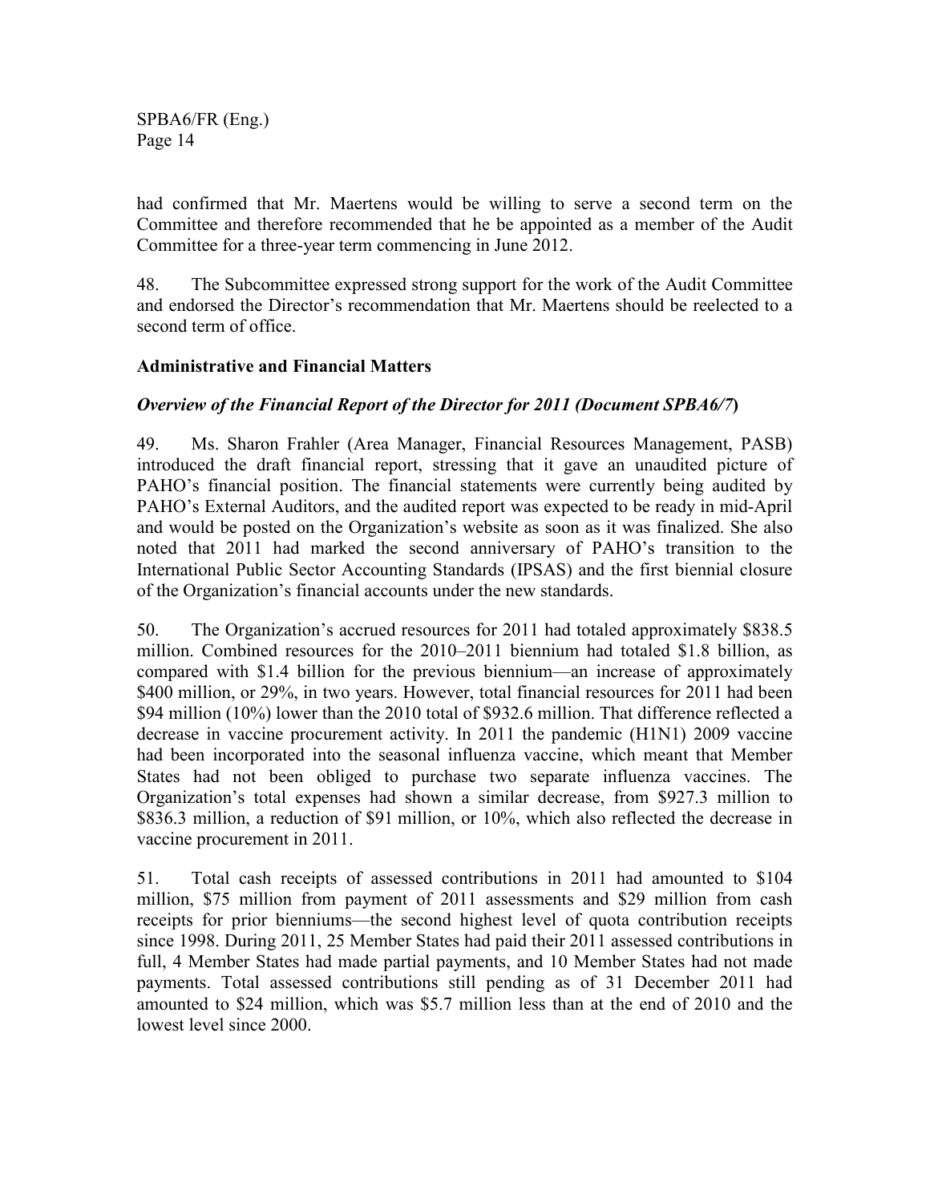had confirmed that Mr. Maertens would be willing to serve a second term on the Committee and therefore recommended that he be appointed as a member of the Audit Committee for a three-year term commencing in June 2012.

48. The Subcommittee expressed strong support for the work of the Audit Committee and endorsed the Director's recommendation that Mr. Maertens should be reelected to a second term of office.

## Administrative and Financial Matters

### *Overview of the Financial Report of the Director for 2011 (Document SPBA6/7)*

49. Ms. Sharon Frahler (Area Manager, Financial Resources Management, PASB) introduced the draft financial report, stressing that it gave an unaudited picture of PAHO's financial position. The financial statements were currently being audited by PAHO's External Auditors, and the audited report was expected to be ready in mid-April and would be posted on the Organization's website as soon as it was finalized. She also noted that 2011 had marked the second anniversary of PAHO's transition to the International Public Sector Accounting Standards (IPSAS) and the first biennial closure of the Organization's financial accounts under the new standards.

50. The Organization's accrued resources for 2011 had totaled approximately $838.5 million. Combined resources for the 2010–2011 biennium had totaled $1.8 billion, as compared with $1.4 billion for the previous biennium—an increase of approximately $400 million, or 29%, in two years. However, total financial resources for 2011 had been $94 million (10%) lower than the 2010 total of $932.6 million. That difference reflected a decrease in vaccine procurement activity. In 2011 the pandemic (H1N1) 2009 vaccine had been incorporated into the seasonal influenza vaccine, which meant that Member States had not been obliged to purchase two separate influenza vaccines. The Organization's total expenses had shown a similar decrease, from $927.3 million to $836.3 million, a reduction of $91 million, or 10%, which also reflected the decrease in vaccine procurement in 2011.

51. Total cash receipts of assessed contributions in 2011 had amounted to $104 million, $75 million from payment of 2011 assessments and $29 million from cash receipts for prior bienniums—the second highest level of quota contribution receipts since 1998. During 2011, 25 Member States had paid their 2011 assessed contributions in full, 4 Member States had made partial payments, and 10 Member States had not made payments. Total assessed contributions still pending as of 31 December 2011 had amounted to $24 million, which was $5.7 million less than at the end of 2010 and the lowest level since 2000.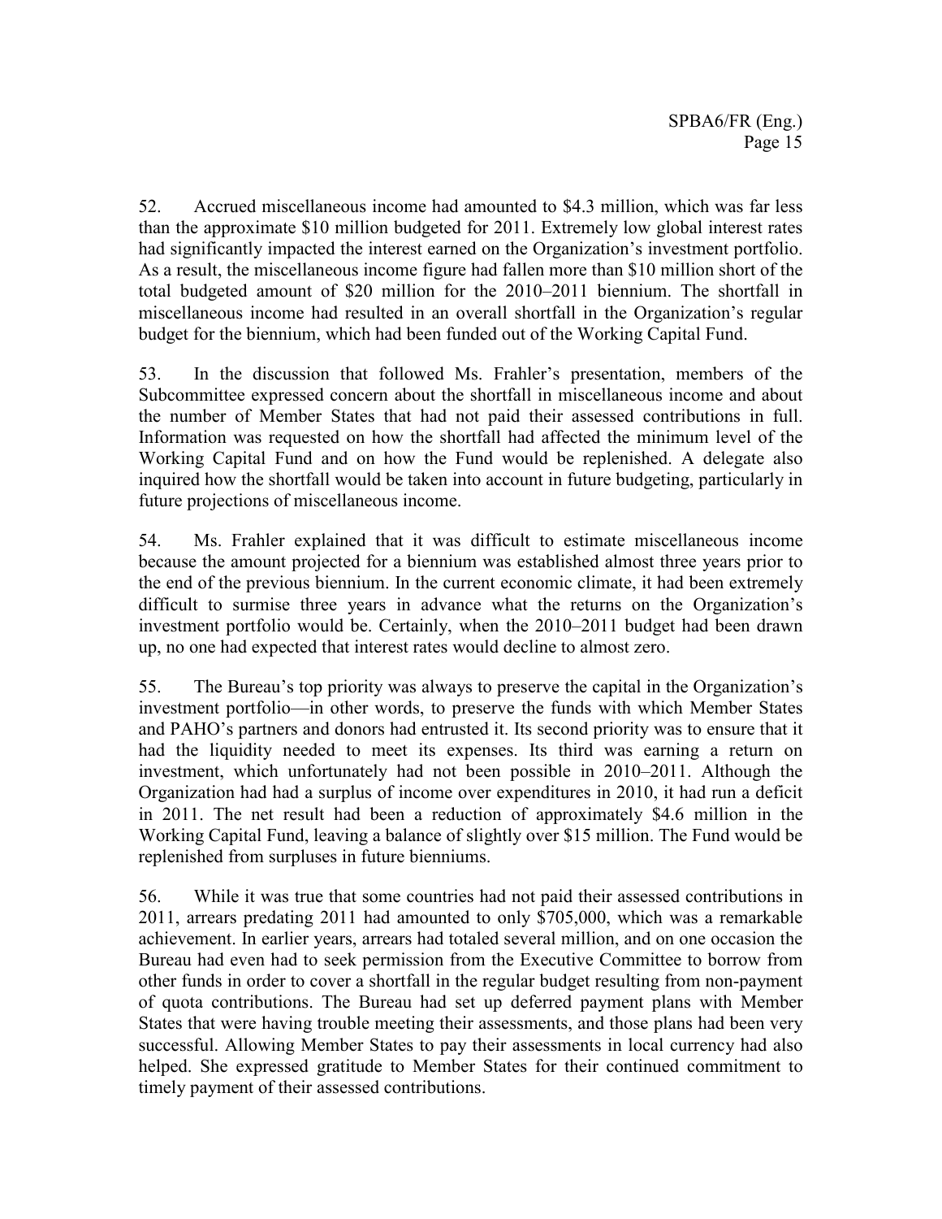52. Accrued miscellaneous income had amounted to $4.3 million, which was far less than the approximate $10 million budgeted for 2011. Extremely low global interest rates had significantly impacted the interest earned on the Organization's investment portfolio. As a result, the miscellaneous income figure had fallen more than $10 million short of the total budgeted amount of $20 million for the 2010–2011 biennium. The shortfall in miscellaneous income had resulted in an overall shortfall in the Organization's regular budget for the biennium, which had been funded out of the Working Capital Fund.

53. In the discussion that followed Ms. Frahler's presentation, members of the Subcommittee expressed concern about the shortfall in miscellaneous income and about the number of Member States that had not paid their assessed contributions in full. Information was requested on how the shortfall had affected the minimum level of the Working Capital Fund and on how the Fund would be replenished. A delegate also inquired how the shortfall would be taken into account in future budgeting, particularly in future projections of miscellaneous income.

54. Ms. Frahler explained that it was difficult to estimate miscellaneous income because the amount projected for a biennium was established almost three years prior to the end of the previous biennium. In the current economic climate, it had been extremely difficult to surmise three years in advance what the returns on the Organization's investment portfolio would be. Certainly, when the 2010–2011 budget had been drawn up, no one had expected that interest rates would decline to almost zero.

55. The Bureau's top priority was always to preserve the capital in the Organization's investment portfolio—in other words, to preserve the funds with which Member States and PAHO's partners and donors had entrusted it. Its second priority was to ensure that it had the liquidity needed to meet its expenses. Its third was earning a return on investment, which unfortunately had not been possible in 2010–2011. Although the Organization had had a surplus of income over expenditures in 2010, it had run a deficit in 2011. The net result had been a reduction of approximately $4.6 million in the Working Capital Fund, leaving a balance of slightly over $15 million. The Fund would be replenished from surpluses in future bienniums.

56. While it was true that some countries had not paid their assessed contributions in 2011, arrears predating 2011 had amounted to only $705,000, which was a remarkable achievement. In earlier years, arrears had totaled several million, and on one occasion the Bureau had even had to seek permission from the Executive Committee to borrow from other funds in order to cover a shortfall in the regular budget resulting from non-payment of quota contributions. The Bureau had set up deferred payment plans with Member States that were having trouble meeting their assessments, and those plans had been very successful. Allowing Member States to pay their assessments in local currency had also helped. She expressed gratitude to Member States for their continued commitment to timely payment of their assessed contributions.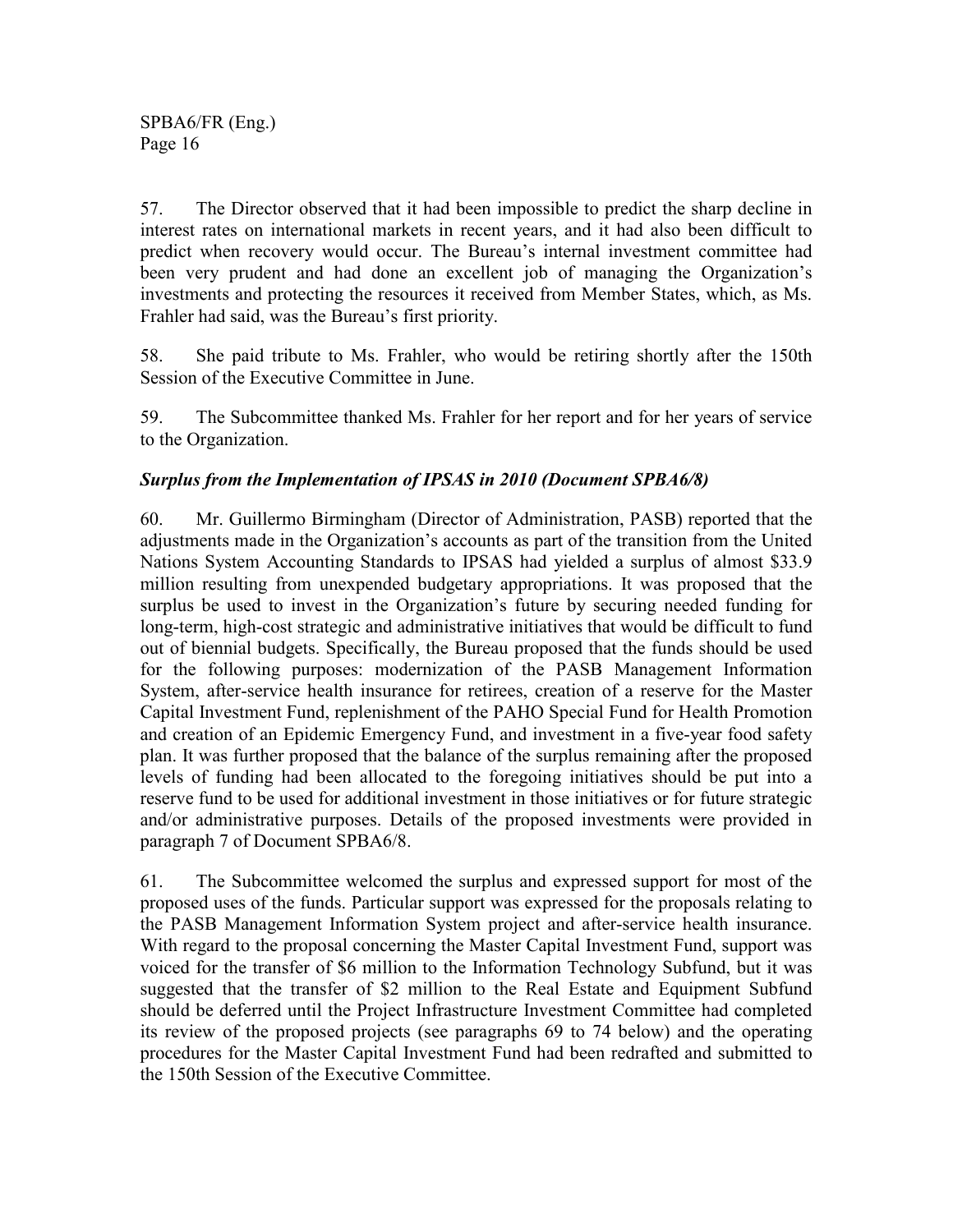57. The Director observed that it had been impossible to predict the sharp decline in interest rates on international markets in recent years, and it had also been difficult to predict when recovery would occur. The Bureau's internal investment committee had been very prudent and had done an excellent job of managing the Organization's investments and protecting the resources it received from Member States, which, as Ms. Frahler had said, was the Bureau's first priority.

58. She paid tribute to Ms. Frahler, who would be retiring shortly after the 150th Session of the Executive Committee in June.

59. The Subcommittee thanked Ms. Frahler for her report and for her years of service to the Organization.

***Surplus from the Implementation of IPSAS in 2010 (Document SPBA6/8)***

60. Mr. Guillermo Birmingham (Director of Administration, PASB) reported that the adjustments made in the Organization's accounts as part of the transition from the United Nations System Accounting Standards to IPSAS had yielded a surplus of almost $33.9 million resulting from unexpended budgetary appropriations. It was proposed that the surplus be used to invest in the Organization's future by securing needed funding for long-term, high-cost strategic and administrative initiatives that would be difficult to fund out of biennial budgets. Specifically, the Bureau proposed that the funds should be used for the following purposes: modernization of the PASB Management Information System, after-service health insurance for retirees, creation of a reserve for the Master Capital Investment Fund, replenishment of the PAHO Special Fund for Health Promotion and creation of an Epidemic Emergency Fund, and investment in a five-year food safety plan. It was further proposed that the balance of the surplus remaining after the proposed levels of funding had been allocated to the foregoing initiatives should be put into a reserve fund to be used for additional investment in those initiatives or for future strategic and/or administrative purposes. Details of the proposed investments were provided in paragraph 7 of Document SPBA6/8.

61. The Subcommittee welcomed the surplus and expressed support for most of the proposed uses of the funds. Particular support was expressed for the proposals relating to the PASB Management Information System project and after-service health insurance. With regard to the proposal concerning the Master Capital Investment Fund, support was voiced for the transfer of $6 million to the Information Technology Subfund, but it was suggested that the transfer of $2 million to the Real Estate and Equipment Subfund should be deferred until the Project Infrastructure Investment Committee had completed its review of the proposed projects (see paragraphs 69 to 74 below) and the operating procedures for the Master Capital Investment Fund had been redrafted and submitted to the 150th Session of the Executive Committee.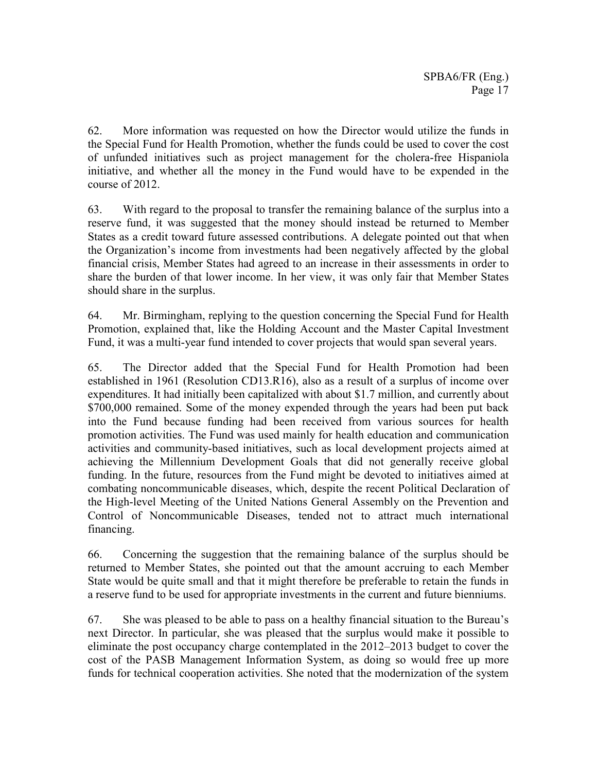62. More information was requested on how the Director would utilize the funds in the Special Fund for Health Promotion, whether the funds could be used to cover the cost of unfunded initiatives such as project management for the cholera-free Hispaniola initiative, and whether all the money in the Fund would have to be expended in the course of 2012.

63. With regard to the proposal to transfer the remaining balance of the surplus into a reserve fund, it was suggested that the money should instead be returned to Member States as a credit toward future assessed contributions. A delegate pointed out that when the Organization's income from investments had been negatively affected by the global financial crisis, Member States had agreed to an increase in their assessments in order to share the burden of that lower income. In her view, it was only fair that Member States should share in the surplus.

64. Mr. Birmingham, replying to the question concerning the Special Fund for Health Promotion, explained that, like the Holding Account and the Master Capital Investment Fund, it was a multi-year fund intended to cover projects that would span several years.

65. The Director added that the Special Fund for Health Promotion had been established in 1961 (Resolution CD13.R16), also as a result of a surplus of income over expenditures. It had initially been capitalized with about $1.7 million, and currently about $700,000 remained. Some of the money expended through the years had been put back into the Fund because funding had been received from various sources for health promotion activities. The Fund was used mainly for health education and communication activities and community-based initiatives, such as local development projects aimed at achieving the Millennium Development Goals that did not generally receive global funding. In the future, resources from the Fund might be devoted to initiatives aimed at combating noncommunicable diseases, which, despite the recent Political Declaration of the High-level Meeting of the United Nations General Assembly on the Prevention and Control of Noncommunicable Diseases, tended not to attract much international financing.

66. Concerning the suggestion that the remaining balance of the surplus should be returned to Member States, she pointed out that the amount accruing to each Member State would be quite small and that it might therefore be preferable to retain the funds in a reserve fund to be used for appropriate investments in the current and future bienniums.

67. She was pleased to be able to pass on a healthy financial situation to the Bureau's next Director. In particular, she was pleased that the surplus would make it possible to eliminate the post occupancy charge contemplated in the 2012–2013 budget to cover the cost of the PASB Management Information System, as doing so would free up more funds for technical cooperation activities. She noted that the modernization of the system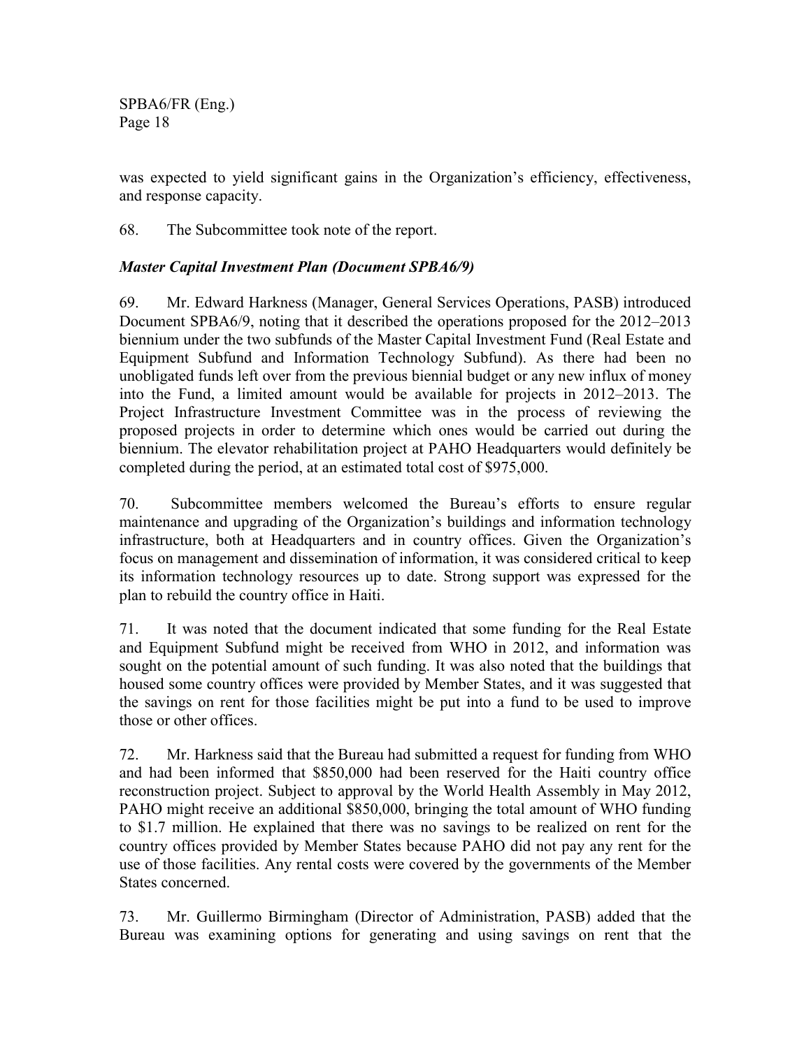was expected to yield significant gains in the Organization's efficiency, effectiveness, and response capacity.

68. The Subcommittee took note of the report.

### *Master Capital Investment Plan (Document SPBA6/9)*

69. Mr. Edward Harkness (Manager, General Services Operations, PASB) introduced Document SPBA6/9, noting that it described the operations proposed for the 2012–2013 biennium under the two subfunds of the Master Capital Investment Fund (Real Estate and Equipment Subfund and Information Technology Subfund). As there had been no unobligated funds left over from the previous biennial budget or any new influx of money into the Fund, a limited amount would be available for projects in 2012–2013. The Project Infrastructure Investment Committee was in the process of reviewing the proposed projects in order to determine which ones would be carried out during the biennium. The elevator rehabilitation project at PAHO Headquarters would definitely be completed during the period, at an estimated total cost of $975,000.

70. Subcommittee members welcomed the Bureau's efforts to ensure regular maintenance and upgrading of the Organization's buildings and information technology infrastructure, both at Headquarters and in country offices. Given the Organization's focus on management and dissemination of information, it was considered critical to keep its information technology resources up to date. Strong support was expressed for the plan to rebuild the country office in Haiti.

71. It was noted that the document indicated that some funding for the Real Estate and Equipment Subfund might be received from WHO in 2012, and information was sought on the potential amount of such funding. It was also noted that the buildings that housed some country offices were provided by Member States, and it was suggested that the savings on rent for those facilities might be put into a fund to be used to improve those or other offices.

72. Mr. Harkness said that the Bureau had submitted a request for funding from WHO and had been informed that $850,000 had been reserved for the Haiti country office reconstruction project. Subject to approval by the World Health Assembly in May 2012, PAHO might receive an additional $850,000, bringing the total amount of WHO funding to $1.7 million. He explained that there was no savings to be realized on rent for the country offices provided by Member States because PAHO did not pay any rent for the use of those facilities. Any rental costs were covered by the governments of the Member States concerned.

73. Mr. Guillermo Birmingham (Director of Administration, PASB) added that the Bureau was examining options for generating and using savings on rent that the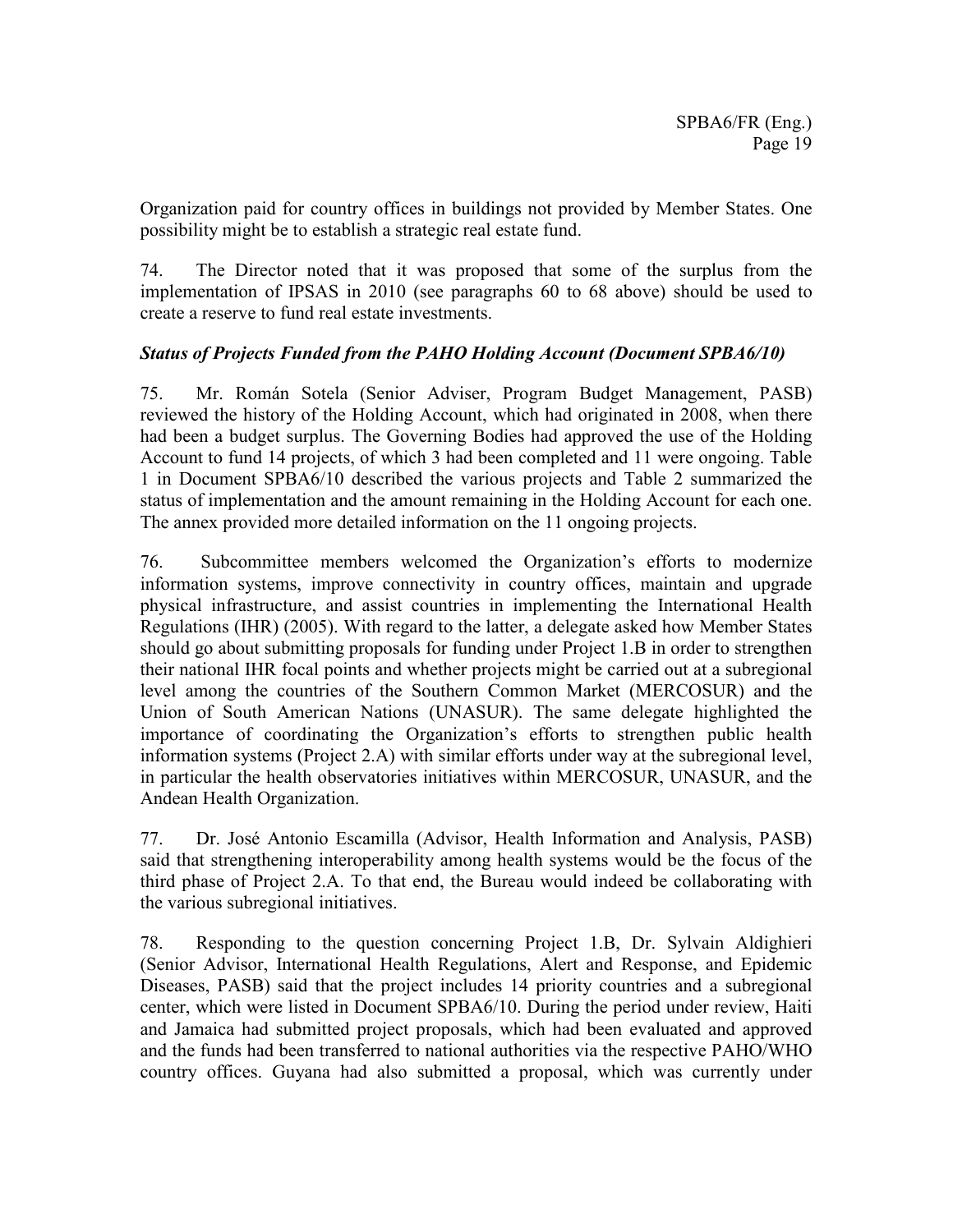Organization paid for country offices in buildings not provided by Member States. One possibility might be to establish a strategic real estate fund.

74. The Director noted that it was proposed that some of the surplus from the implementation of IPSAS in 2010 (see paragraphs 60 to 68 above) should be used to create a reserve to fund real estate investments.

### *Status of Projects Funded from the PAHO Holding Account (Document SPBA6/10)*

75. Mr. Román Sotela (Senior Adviser, Program Budget Management, PASB) reviewed the history of the Holding Account, which had originated in 2008, when there had been a budget surplus. The Governing Bodies had approved the use of the Holding Account to fund 14 projects, of which 3 had been completed and 11 were ongoing. Table 1 in Document SPBA6/10 described the various projects and Table 2 summarized the status of implementation and the amount remaining in the Holding Account for each one. The annex provided more detailed information on the 11 ongoing projects.

76. Subcommittee members welcomed the Organization's efforts to modernize information systems, improve connectivity in country offices, maintain and upgrade physical infrastructure, and assist countries in implementing the International Health Regulations (IHR) (2005). With regard to the latter, a delegate asked how Member States should go about submitting proposals for funding under Project 1.B in order to strengthen their national IHR focal points and whether projects might be carried out at a subregional level among the countries of the Southern Common Market (MERCOSUR) and the Union of South American Nations (UNASUR). The same delegate highlighted the importance of coordinating the Organization's efforts to strengthen public health information systems (Project 2.A) with similar efforts under way at the subregional level, in particular the health observatories initiatives within MERCOSUR, UNASUR, and the Andean Health Organization.

77. Dr. José Antonio Escamilla (Advisor, Health Information and Analysis, PASB) said that strengthening interoperability among health systems would be the focus of the third phase of Project 2.A. To that end, the Bureau would indeed be collaborating with the various subregional initiatives.

78. Responding to the question concerning Project 1.B, Dr. Sylvain Aldighieri (Senior Advisor, International Health Regulations, Alert and Response, and Epidemic Diseases, PASB) said that the project includes 14 priority countries and a subregional center, which were listed in Document SPBA6/10. During the period under review, Haiti and Jamaica had submitted project proposals, which had been evaluated and approved and the funds had been transferred to national authorities via the respective PAHO/WHO country offices. Guyana had also submitted a proposal, which was currently under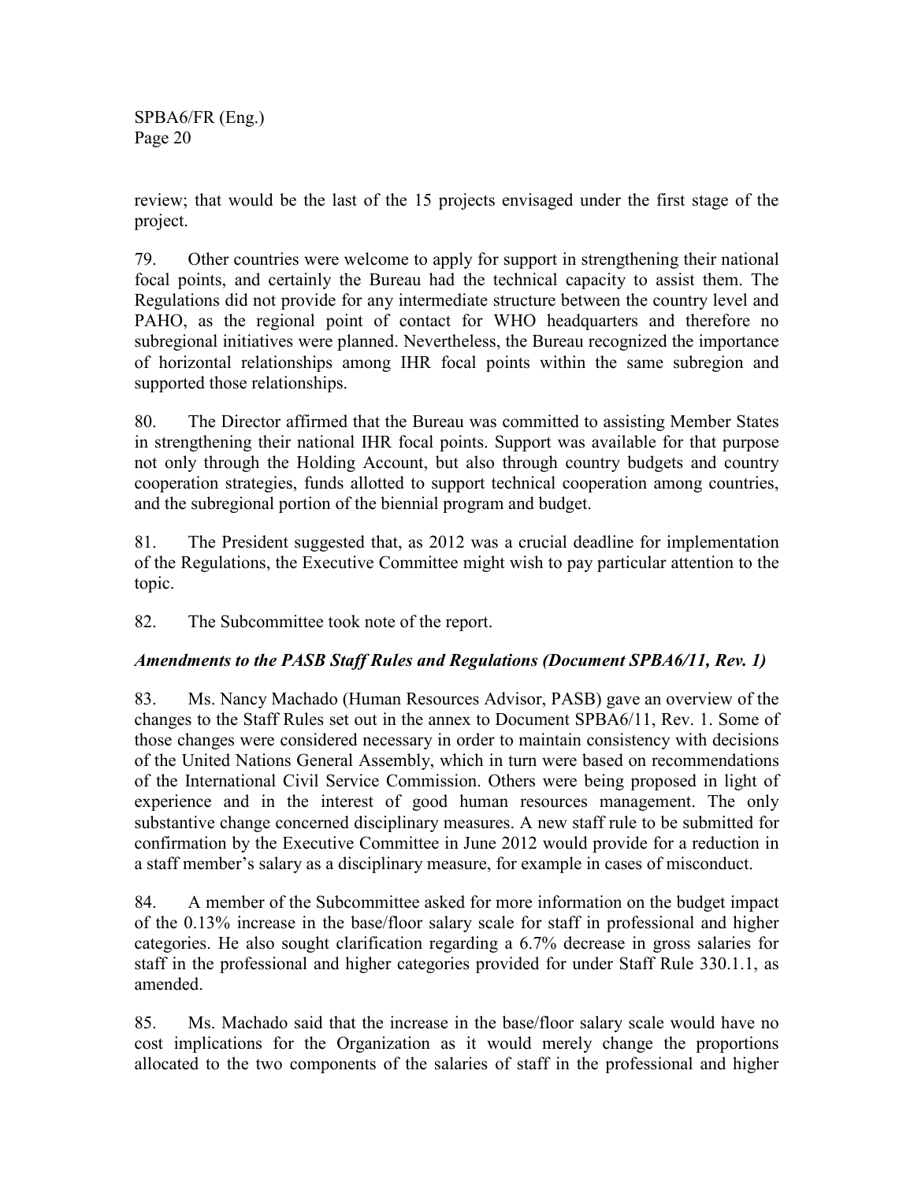review; that would be the last of the 15 projects envisaged under the first stage of the project.

79. Other countries were welcome to apply for support in strengthening their national focal points, and certainly the Bureau had the technical capacity to assist them. The Regulations did not provide for any intermediate structure between the country level and PAHO, as the regional point of contact for WHO headquarters and therefore no subregional initiatives were planned. Nevertheless, the Bureau recognized the importance of horizontal relationships among IHR focal points within the same subregion and supported those relationships.

80. The Director affirmed that the Bureau was committed to assisting Member States in strengthening their national IHR focal points. Support was available for that purpose not only through the Holding Account, but also through country budgets and country cooperation strategies, funds allotted to support technical cooperation among countries, and the subregional portion of the biennial program and budget.

81. The President suggested that, as 2012 was a crucial deadline for implementation of the Regulations, the Executive Committee might wish to pay particular attention to the topic.

82. The Subcommittee took note of the report.

### *Amendments to the PASB Staff Rules and Regulations (Document SPBA6/11, Rev. 1)*

83. Ms. Nancy Machado (Human Resources Advisor, PASB) gave an overview of the changes to the Staff Rules set out in the annex to Document SPBA6/11, Rev. 1. Some of those changes were considered necessary in order to maintain consistency with decisions of the United Nations General Assembly, which in turn were based on recommendations of the International Civil Service Commission. Others were being proposed in light of experience and in the interest of good human resources management. The only substantive change concerned disciplinary measures. A new staff rule to be submitted for confirmation by the Executive Committee in June 2012 would provide for a reduction in a staff member's salary as a disciplinary measure, for example in cases of misconduct.

84. A member of the Subcommittee asked for more information on the budget impact of the 0.13% increase in the base/floor salary scale for staff in professional and higher categories. He also sought clarification regarding a 6.7% decrease in gross salaries for staff in the professional and higher categories provided for under Staff Rule 330.1.1, as amended.

85. Ms. Machado said that the increase in the base/floor salary scale would have no cost implications for the Organization as it would merely change the proportions allocated to the two components of the salaries of staff in the professional and higher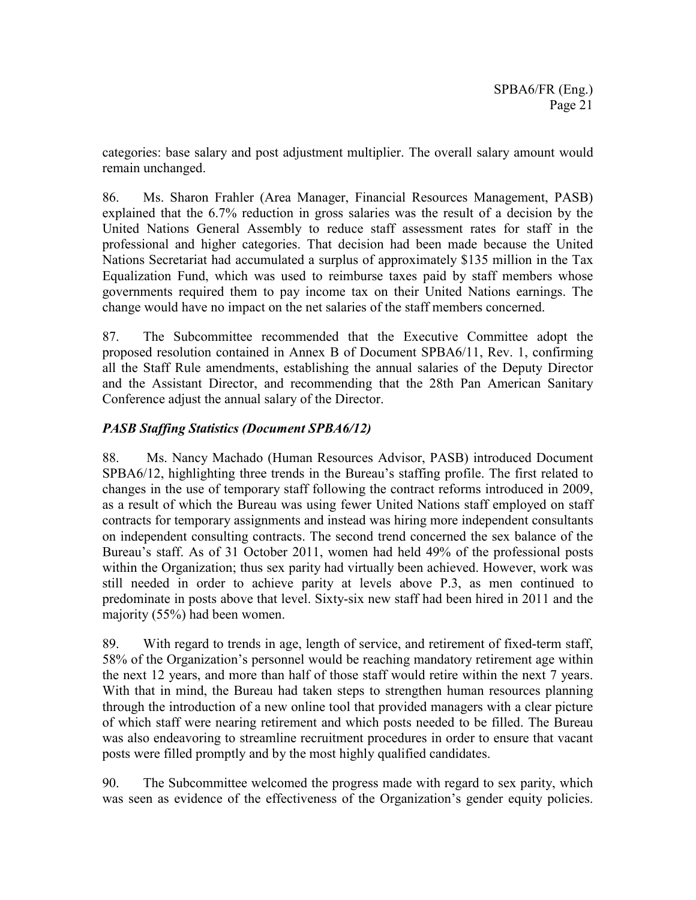categories: base salary and post adjustment multiplier. The overall salary amount would remain unchanged.

86. Ms. Sharon Frahler (Area Manager, Financial Resources Management, PASB) explained that the 6.7% reduction in gross salaries was the result of a decision by the United Nations General Assembly to reduce staff assessment rates for staff in the professional and higher categories. That decision had been made because the United Nations Secretariat had accumulated a surplus of approximately $135 million in the Tax Equalization Fund, which was used to reimburse taxes paid by staff members whose governments required them to pay income tax on their United Nations earnings. The change would have no impact on the net salaries of the staff members concerned.

87. The Subcommittee recommended that the Executive Committee adopt the proposed resolution contained in Annex B of Document SPBA6/11, Rev. 1, confirming all the Staff Rule amendments, establishing the annual salaries of the Deputy Director and the Assistant Director, and recommending that the 28th Pan American Sanitary Conference adjust the annual salary of the Director.

### *PASB Staffing Statistics (Document SPBA6/12)*

88. Ms. Nancy Machado (Human Resources Advisor, PASB) introduced Document SPBA6/12, highlighting three trends in the Bureau's staffing profile. The first related to changes in the use of temporary staff following the contract reforms introduced in 2009, as a result of which the Bureau was using fewer United Nations staff employed on staff contracts for temporary assignments and instead was hiring more independent consultants on independent consulting contracts. The second trend concerned the sex balance of the Bureau's staff. As of 31 October 2011, women had held 49% of the professional posts within the Organization; thus sex parity had virtually been achieved. However, work was still needed in order to achieve parity at levels above P.3, as men continued to predominate in posts above that level. Sixty-six new staff had been hired in 2011 and the majority (55%) had been women.

89. With regard to trends in age, length of service, and retirement of fixed-term staff, 58% of the Organization's personnel would be reaching mandatory retirement age within the next 12 years, and more than half of those staff would retire within the next 7 years. With that in mind, the Bureau had taken steps to strengthen human resources planning through the introduction of a new online tool that provided managers with a clear picture of which staff were nearing retirement and which posts needed to be filled. The Bureau was also endeavoring to streamline recruitment procedures in order to ensure that vacant posts were filled promptly and by the most highly qualified candidates.

90. The Subcommittee welcomed the progress made with regard to sex parity, which was seen as evidence of the effectiveness of the Organization's gender equity policies.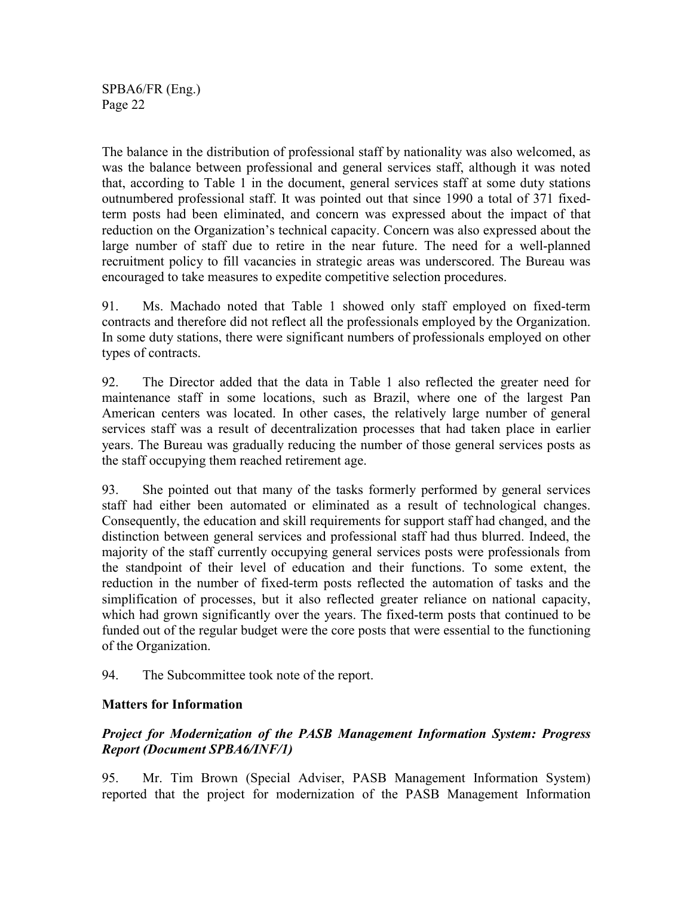The balance in the distribution of professional staff by nationality was also welcomed, as was the balance between professional and general services staff, although it was noted that, according to Table 1 in the document, general services staff at some duty stations outnumbered professional staff. It was pointed out that since 1990 a total of 371 fixed-term posts had been eliminated, and concern was expressed about the impact of that reduction on the Organization's technical capacity. Concern was also expressed about the large number of staff due to retire in the near future. The need for a well-planned recruitment policy to fill vacancies in strategic areas was underscored. The Bureau was encouraged to take measures to expedite competitive selection procedures.

91. Ms. Machado noted that Table 1 showed only staff employed on fixed-term contracts and therefore did not reflect all the professionals employed by the Organization. In some duty stations, there were significant numbers of professionals employed on other types of contracts.

92. The Director added that the data in Table 1 also reflected the greater need for maintenance staff in some locations, such as Brazil, where one of the largest Pan American centers was located. In other cases, the relatively large number of general services staff was a result of decentralization processes that had taken place in earlier years. The Bureau was gradually reducing the number of those general services posts as the staff occupying them reached retirement age.

93. She pointed out that many of the tasks formerly performed by general services staff had either been automated or eliminated as a result of technological changes. Consequently, the education and skill requirements for support staff had changed, and the distinction between general services and professional staff had thus blurred. Indeed, the majority of the staff currently occupying general services posts were professionals from the standpoint of their level of education and their functions. To some extent, the reduction in the number of fixed-term posts reflected the automation of tasks and the simplification of processes, but it also reflected greater reliance on national capacity, which had grown significantly over the years. The fixed-term posts that continued to be funded out of the regular budget were the core posts that were essential to the functioning of the Organization.

94. The Subcommittee took note of the report.

## Matters for Information

### *Project for Modernization of the PASB Management Information System: Progress Report (Document SPBA6/INF/1)*

95. Mr. Tim Brown (Special Adviser, PASB Management Information System) reported that the project for modernization of the PASB Management Information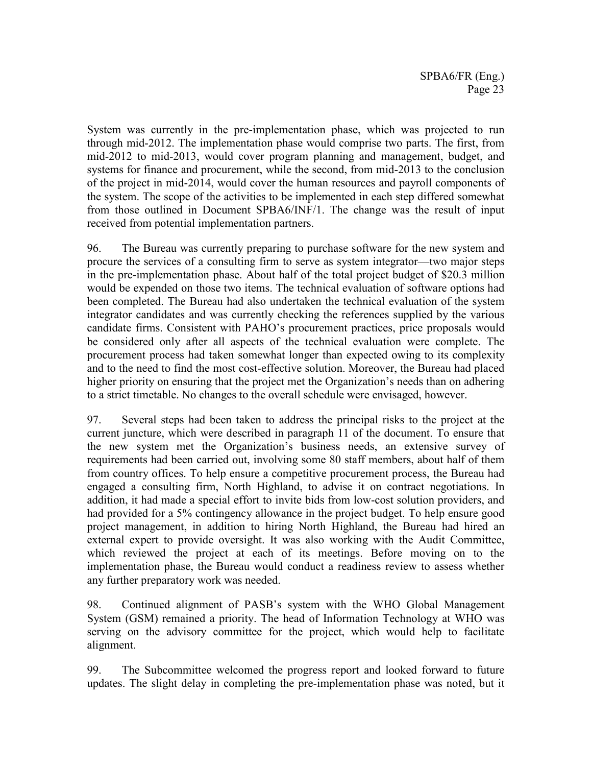System was currently in the pre-implementation phase, which was projected to run through mid-2012. The implementation phase would comprise two parts. The first, from mid-2012 to mid-2013, would cover program planning and management, budget, and systems for finance and procurement, while the second, from mid-2013 to the conclusion of the project in mid-2014, would cover the human resources and payroll components of the system. The scope of the activities to be implemented in each step differed somewhat from those outlined in Document SPBA6/INF/1. The change was the result of input received from potential implementation partners.

96. The Bureau was currently preparing to purchase software for the new system and procure the services of a consulting firm to serve as system integrator—two major steps in the pre-implementation phase. About half of the total project budget of \$20.3 million would be expended on those two items. The technical evaluation of software options had been completed. The Bureau had also undertaken the technical evaluation of the system integrator candidates and was currently checking the references supplied by the various candidate firms. Consistent with PAHO's procurement practices, price proposals would be considered only after all aspects of the technical evaluation were complete. The procurement process had taken somewhat longer than expected owing to its complexity and to the need to find the most cost-effective solution. Moreover, the Bureau had placed higher priority on ensuring that the project met the Organization's needs than on adhering to a strict timetable. No changes to the overall schedule were envisaged, however.

97. Several steps had been taken to address the principal risks to the project at the current juncture, which were described in paragraph 11 of the document. To ensure that the new system met the Organization's business needs, an extensive survey of requirements had been carried out, involving some 80 staff members, about half of them from country offices. To help ensure a competitive procurement process, the Bureau had engaged a consulting firm, North Highland, to advise it on contract negotiations. In addition, it had made a special effort to invite bids from low-cost solution providers, and had provided for a 5% contingency allowance in the project budget. To help ensure good project management, in addition to hiring North Highland, the Bureau had hired an external expert to provide oversight. It was also working with the Audit Committee, which reviewed the project at each of its meetings. Before moving on to the implementation phase, the Bureau would conduct a readiness review to assess whether any further preparatory work was needed.

98. Continued alignment of PASB's system with the WHO Global Management System (GSM) remained a priority. The head of Information Technology at WHO was serving on the advisory committee for the project, which would help to facilitate alignment.

99. The Subcommittee welcomed the progress report and looked forward to future updates. The slight delay in completing the pre-implementation phase was noted, but it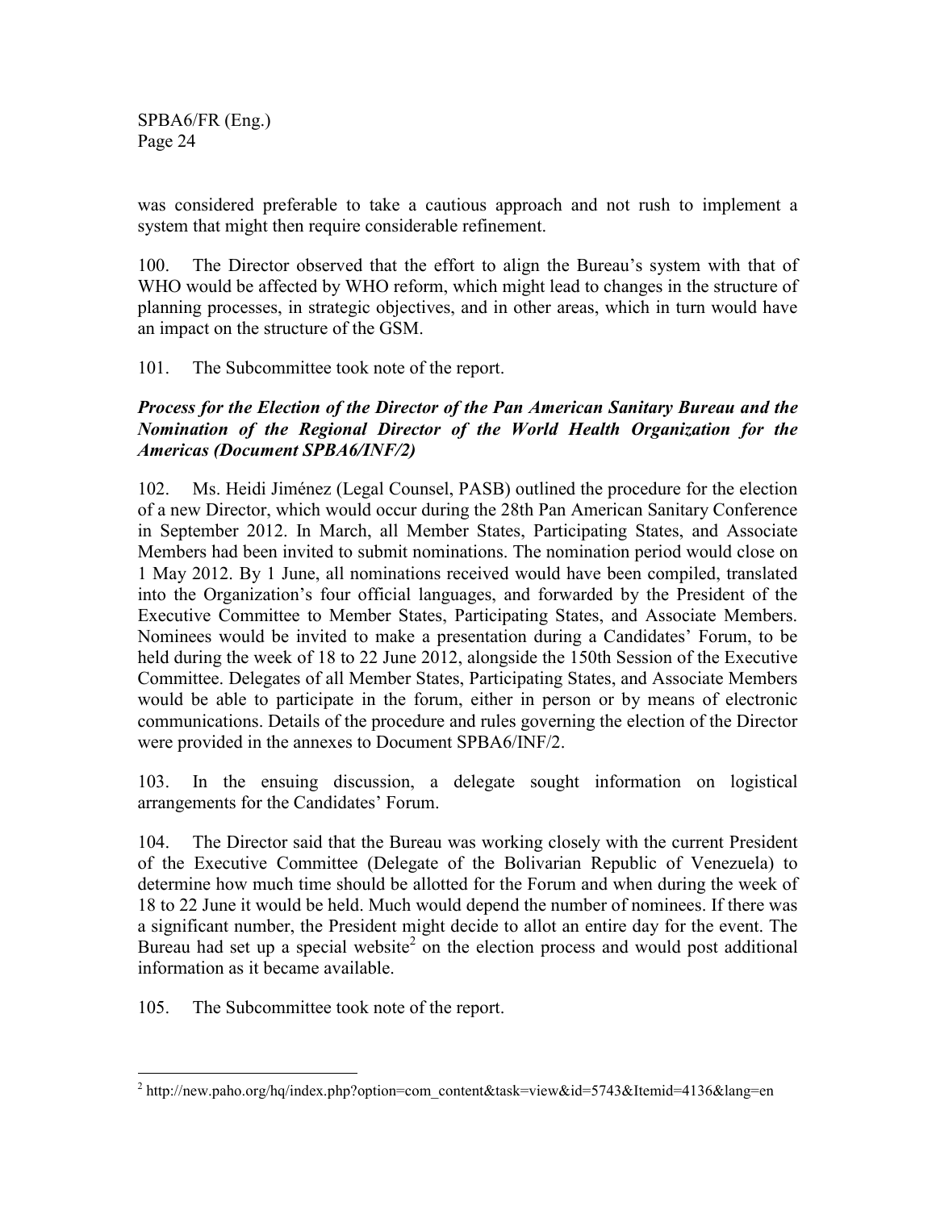was considered preferable to take a cautious approach and not rush to implement a system that might then require considerable refinement.

100. The Director observed that the effort to align the Bureau's system with that of WHO would be affected by WHO reform, which might lead to changes in the structure of planning processes, in strategic objectives, and in other areas, which in turn would have an impact on the structure of the GSM.

101. The Subcommittee took note of the report.

***Process for the Election of the Director of the Pan American Sanitary Bureau and the Nomination of the Regional Director of the World Health Organization for the Americas (Document SPBA6/INF/2)***

102. Ms. Heidi Jiménez (Legal Counsel, PASB) outlined the procedure for the election of a new Director, which would occur during the 28th Pan American Sanitary Conference in September 2012. In March, all Member States, Participating States, and Associate Members had been invited to submit nominations. The nomination period would close on 1 May 2012. By 1 June, all nominations received would have been compiled, translated into the Organization's four official languages, and forwarded by the President of the Executive Committee to Member States, Participating States, and Associate Members. Nominees would be invited to make a presentation during a Candidates' Forum, to be held during the week of 18 to 22 June 2012, alongside the 150th Session of the Executive Committee. Delegates of all Member States, Participating States, and Associate Members would be able to participate in the forum, either in person or by means of electronic communications. Details of the procedure and rules governing the election of the Director were provided in the annexes to Document SPBA6/INF/2.

103. In the ensuing discussion, a delegate sought information on logistical arrangements for the Candidates' Forum.

104. The Director said that the Bureau was working closely with the current President of the Executive Committee (Delegate of the Bolivarian Republic of Venezuela) to determine how much time should be allotted for the Forum and when during the week of 18 to 22 June it would be held. Much would depend the number of nominees. If there was a significant number, the President might decide to allot an entire day for the event. The Bureau had set up a special website[2] on the election process and would post additional information as it became available.

105. The Subcommittee took note of the report.

---

[2] http://new.paho.org/hq/index.php?option=com_content&task=view&id=5743&Itemid=4136&lang=en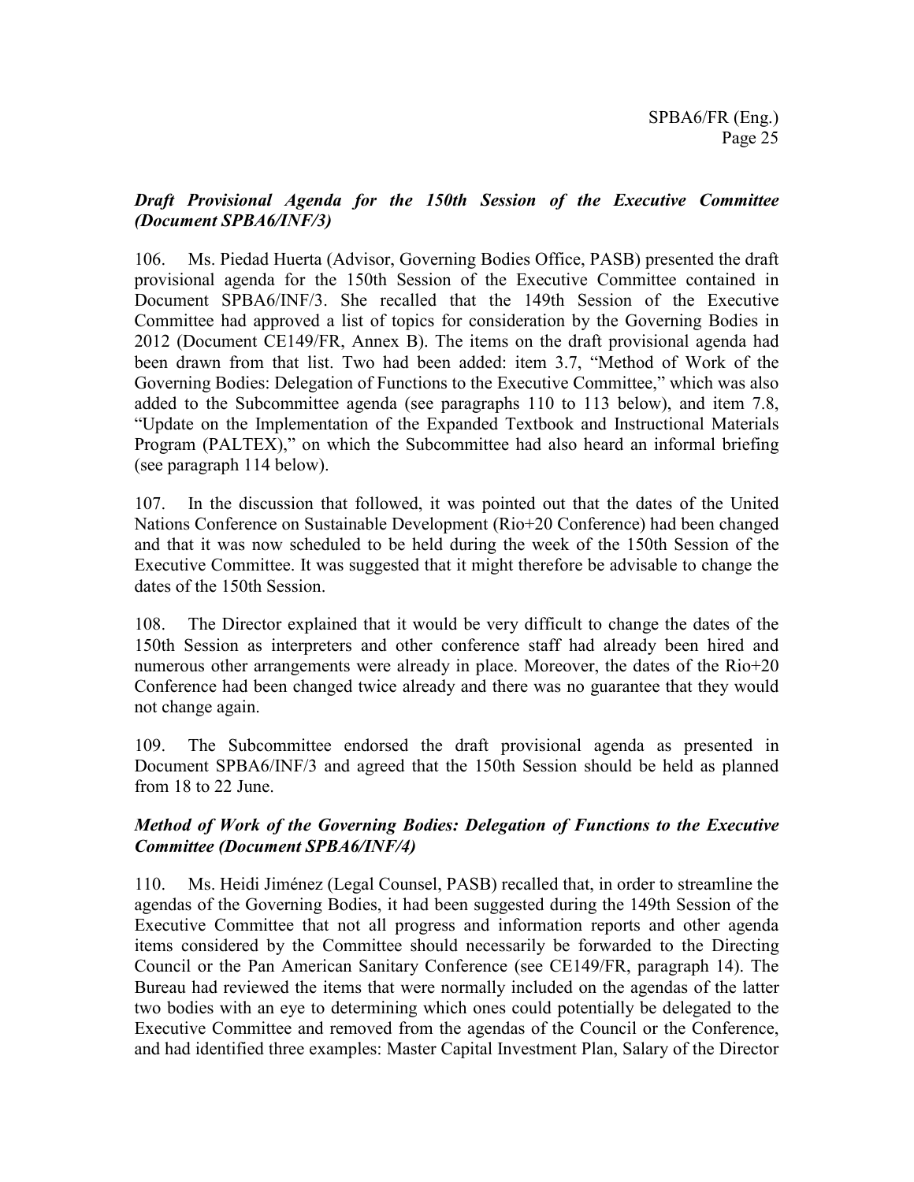### *Draft Provisional Agenda for the 150th Session of the Executive Committee (Document SPBA6/INF/3)*

106. Ms. Piedad Huerta (Advisor, Governing Bodies Office, PASB) presented the draft provisional agenda for the 150th Session of the Executive Committee contained in Document SPBA6/INF/3. She recalled that the 149th Session of the Executive Committee had approved a list of topics for consideration by the Governing Bodies in 2012 (Document CE149/FR, Annex B). The items on the draft provisional agenda had been drawn from that list. Two had been added: item 3.7, "Method of Work of the Governing Bodies: Delegation of Functions to the Executive Committee," which was also added to the Subcommittee agenda (see paragraphs 110 to 113 below), and item 7.8, "Update on the Implementation of the Expanded Textbook and Instructional Materials Program (PALTEX)," on which the Subcommittee had also heard an informal briefing (see paragraph 114 below).

107. In the discussion that followed, it was pointed out that the dates of the United Nations Conference on Sustainable Development (Rio+20 Conference) had been changed and that it was now scheduled to be held during the week of the 150th Session of the Executive Committee. It was suggested that it might therefore be advisable to change the dates of the 150th Session.

108. The Director explained that it would be very difficult to change the dates of the 150th Session as interpreters and other conference staff had already been hired and numerous other arrangements were already in place. Moreover, the dates of the Rio+20 Conference had been changed twice already and there was no guarantee that they would not change again.

109. The Subcommittee endorsed the draft provisional agenda as presented in Document SPBA6/INF/3 and agreed that the 150th Session should be held as planned from 18 to 22 June.

### *Method of Work of the Governing Bodies: Delegation of Functions to the Executive Committee (Document SPBA6/INF/4)*

110. Ms. Heidi Jiménez (Legal Counsel, PASB) recalled that, in order to streamline the agendas of the Governing Bodies, it had been suggested during the 149th Session of the Executive Committee that not all progress and information reports and other agenda items considered by the Committee should necessarily be forwarded to the Directing Council or the Pan American Sanitary Conference (see CE149/FR, paragraph 14). The Bureau had reviewed the items that were normally included on the agendas of the latter two bodies with an eye to determining which ones could potentially be delegated to the Executive Committee and removed from the agendas of the Council or the Conference, and had identified three examples: Master Capital Investment Plan, Salary of the Director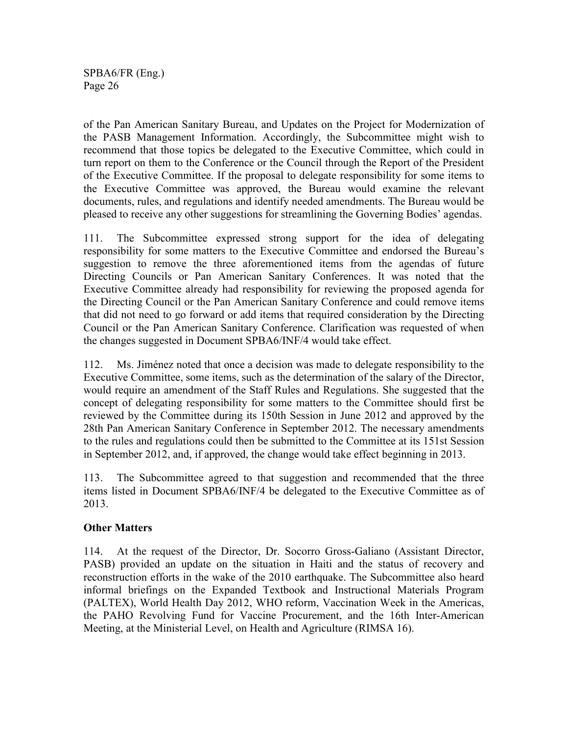of the Pan American Sanitary Bureau, and Updates on the Project for Modernization of the PASB Management Information. Accordingly, the Subcommittee might wish to recommend that those topics be delegated to the Executive Committee, which could in turn report on them to the Conference or the Council through the Report of the President of the Executive Committee. If the proposal to delegate responsibility for some items to the Executive Committee was approved, the Bureau would examine the relevant documents, rules, and regulations and identify needed amendments. The Bureau would be pleased to receive any other suggestions for streamlining the Governing Bodies' agendas.

111. The Subcommittee expressed strong support for the idea of delegating responsibility for some matters to the Executive Committee and endorsed the Bureau's suggestion to remove the three aforementioned items from the agendas of future Directing Councils or Pan American Sanitary Conferences. It was noted that the Executive Committee already had responsibility for reviewing the proposed agenda for the Directing Council or the Pan American Sanitary Conference and could remove items that did not need to go forward or add items that required consideration by the Directing Council or the Pan American Sanitary Conference. Clarification was requested of when the changes suggested in Document SPBA6/INF/4 would take effect.

112. Ms. Jiménez noted that once a decision was made to delegate responsibility to the Executive Committee, some items, such as the determination of the salary of the Director, would require an amendment of the Staff Rules and Regulations. She suggested that the concept of delegating responsibility for some matters to the Committee should first be reviewed by the Committee during its 150th Session in June 2012 and approved by the 28th Pan American Sanitary Conference in September 2012. The necessary amendments to the rules and regulations could then be submitted to the Committee at its 151st Session in September 2012, and, if approved, the change would take effect beginning in 2013.

113. The Subcommittee agreed to that suggestion and recommended that the three items listed in Document SPBA6/INF/4 be delegated to the Executive Committee as of 2013.

## Other Matters

114. At the request of the Director, Dr. Socorro Gross-Galiano (Assistant Director, PASB) provided an update on the situation in Haiti and the status of recovery and reconstruction efforts in the wake of the 2010 earthquake. The Subcommittee also heard informal briefings on the Expanded Textbook and Instructional Materials Program (PALTEX), World Health Day 2012, WHO reform, Vaccination Week in the Americas, the PAHO Revolving Fund for Vaccine Procurement, and the 16th Inter-American Meeting, at the Ministerial Level, on Health and Agriculture (RIMSA 16).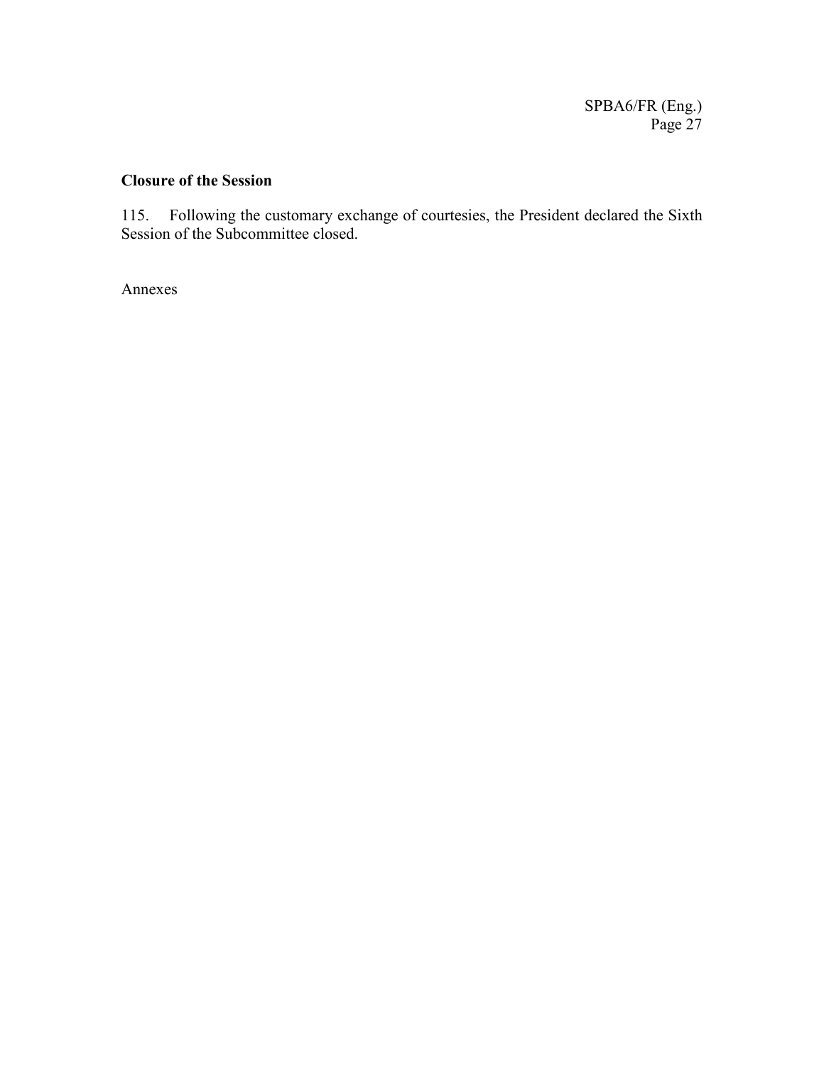## Closure of the Session

115. Following the customary exchange of courtesies, the President declared the Sixth Session of the Subcommittee closed.

Annexes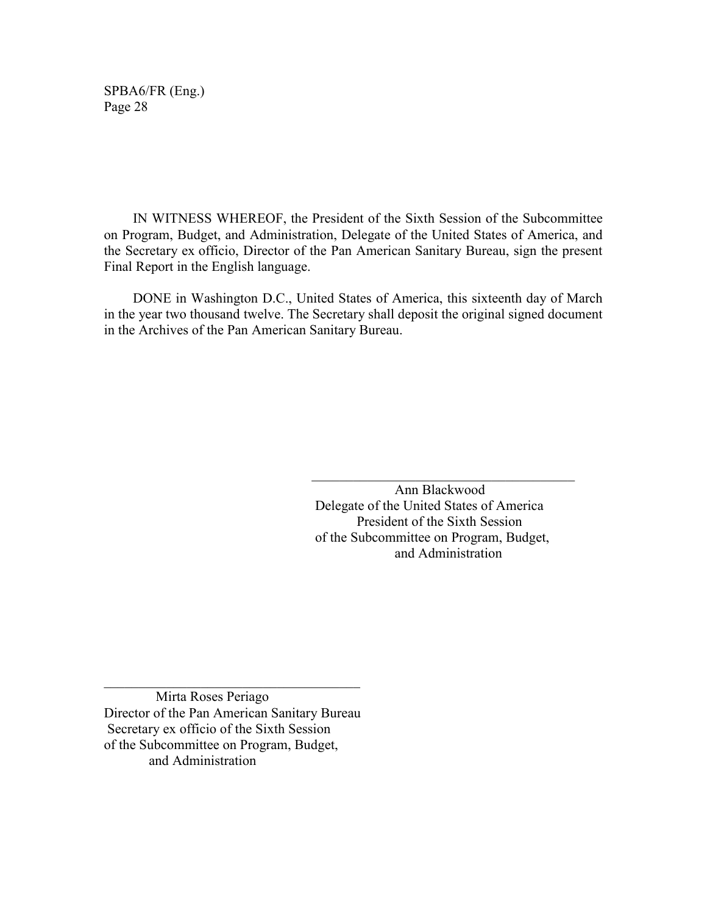IN WITNESS WHEREOF, the President of the Sixth Session of the Subcommittee on Program, Budget, and Administration, Delegate of the United States of America, and the Secretary ex officio, Director of the Pan American Sanitary Bureau, sign the present Final Report in the English language.

DONE in Washington D.C., United States of America, this sixteenth day of March in the year two thousand twelve. The Secretary shall deposit the original signed document in the Archives of the Pan American Sanitary Bureau.

Ann Blackwood
Delegate of the United States of America
President of the Sixth Session
of the Subcommittee on Program, Budget,
and Administration

Mirta Roses Periago
Director of the Pan American Sanitary Bureau
Secretary ex officio of the Sixth Session
of the Subcommittee on Program, Budget,
and Administration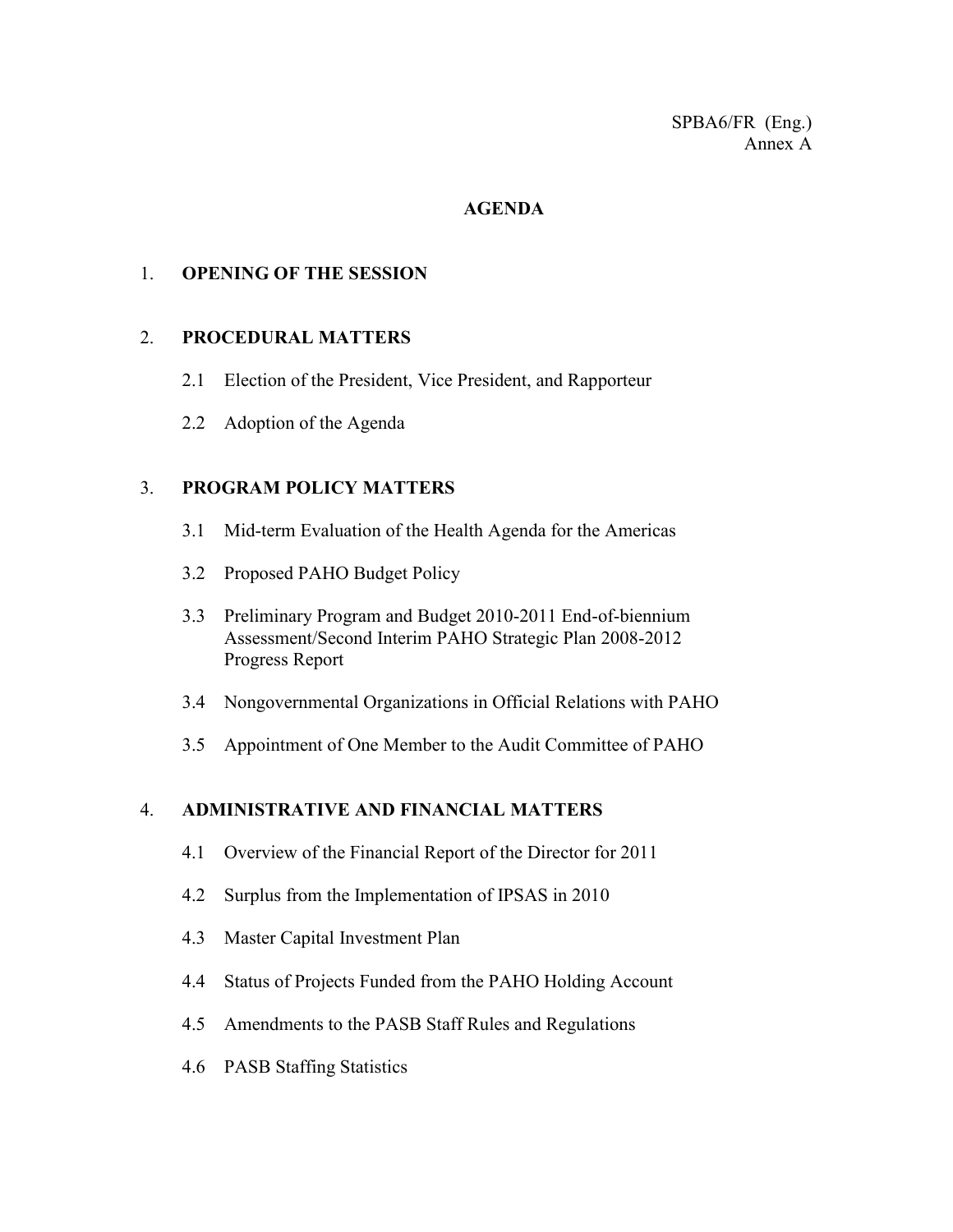SPBA6/FR (Eng.)
Annex A

# AGENDA

## 1. OPENING OF THE SESSION

## 2. PROCEDURAL MATTERS

2.1 Election of the President, Vice President, and Rapporteur

2.2 Adoption of the Agenda

## 3. PROGRAM POLICY MATTERS

3.1 Mid-term Evaluation of the Health Agenda for the Americas

3.2 Proposed PAHO Budget Policy

3.3 Preliminary Program and Budget 2010-2011 End-of-biennium Assessment/Second Interim PAHO Strategic Plan 2008-2012 Progress Report

3.4 Nongovernmental Organizations in Official Relations with PAHO

3.5 Appointment of One Member to the Audit Committee of PAHO

## 4. ADMINISTRATIVE AND FINANCIAL MATTERS

4.1 Overview of the Financial Report of the Director for 2011

4.2 Surplus from the Implementation of IPSAS in 2010

4.3 Master Capital Investment Plan

4.4 Status of Projects Funded from the PAHO Holding Account

4.5 Amendments to the PASB Staff Rules and Regulations

4.6 PASB Staffing Statistics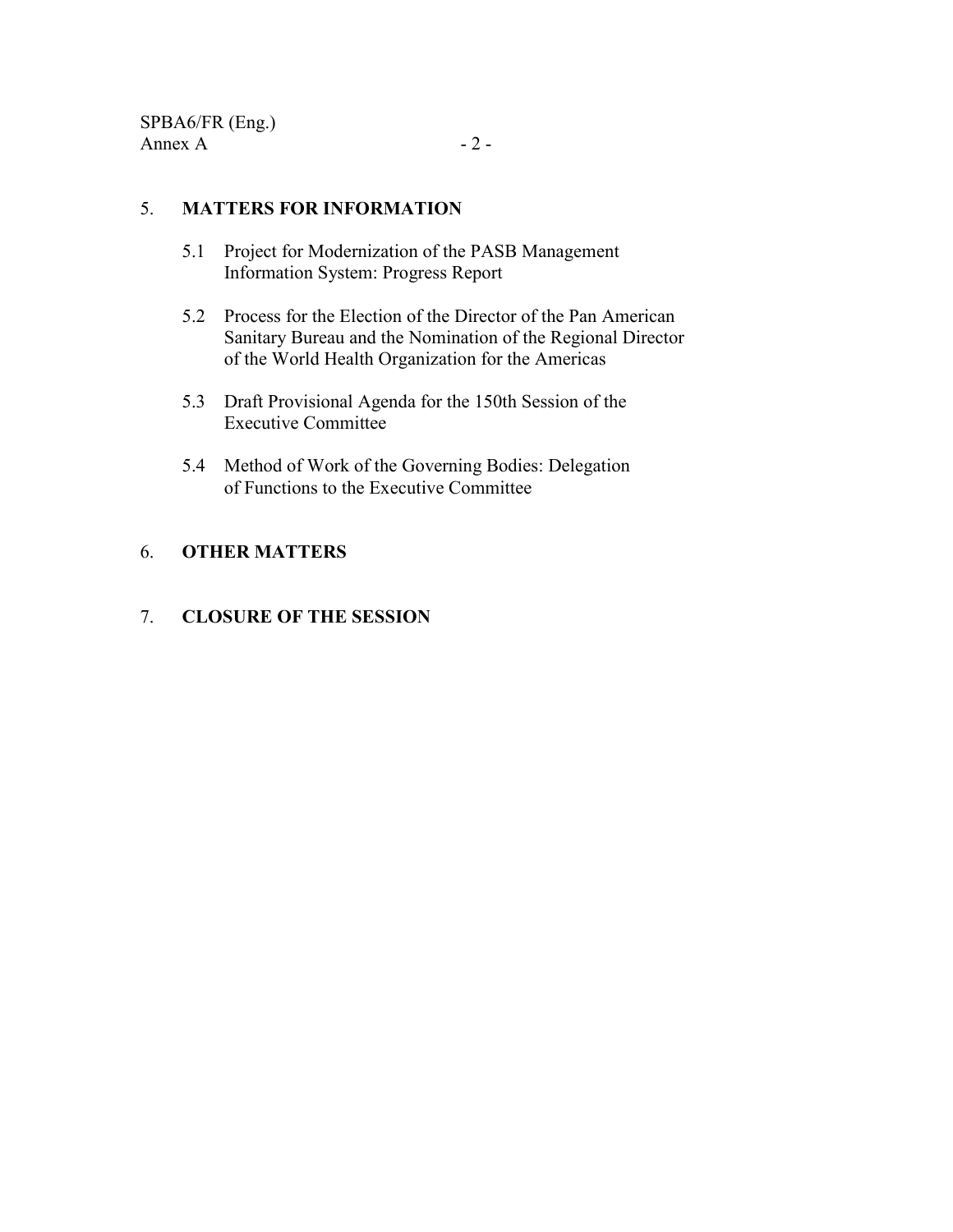## 5. MATTERS FOR INFORMATION

5.1 Project for Modernization of the PASB Management Information System: Progress Report

5.2 Process for the Election of the Director of the Pan American Sanitary Bureau and the Nomination of the Regional Director of the World Health Organization for the Americas

5.3 Draft Provisional Agenda for the 150th Session of the Executive Committee

5.4 Method of Work of the Governing Bodies: Delegation of Functions to the Executive Committee

## 6. OTHER MATTERS

## 7. CLOSURE OF THE SESSION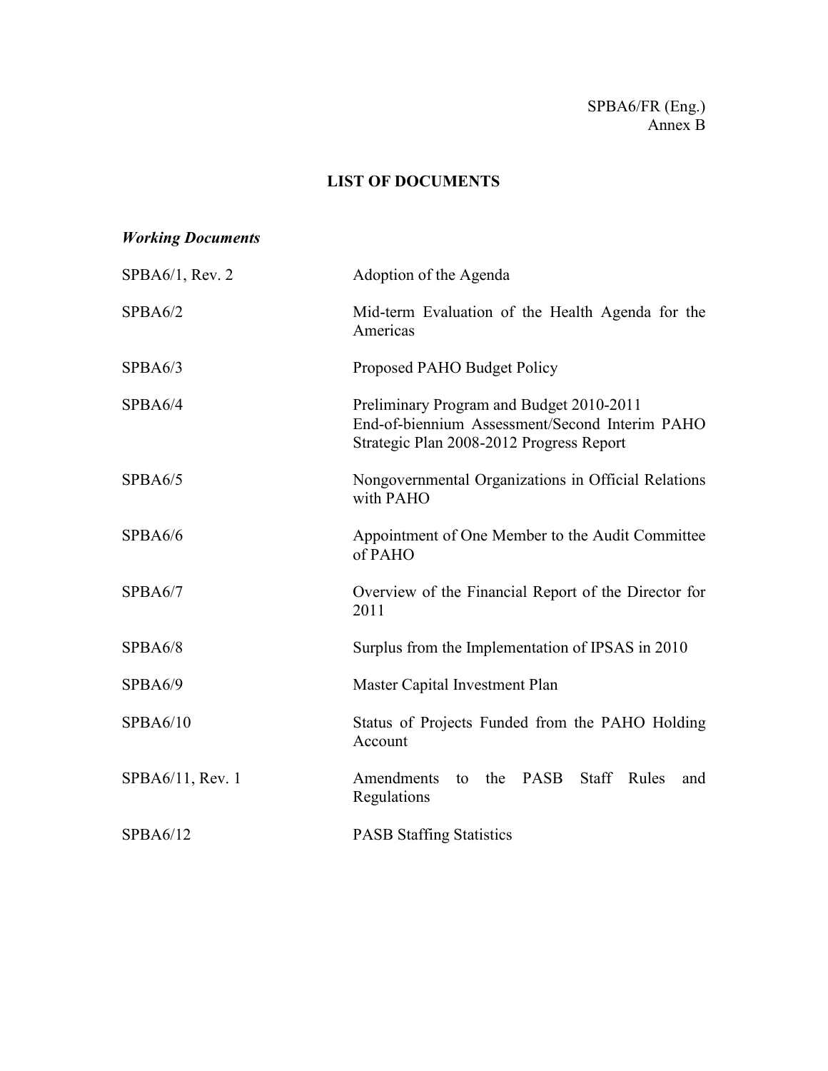SPBA6/FR (Eng.)
Annex B

## LIST OF DOCUMENTS

### *Working Documents*

| | |
|---|---|
| SPBA6/1, Rev. 2 | Adoption of the Agenda |
| SPBA6/2 | Mid-term Evaluation of the Health Agenda for the Americas |
| SPBA6/3 | Proposed PAHO Budget Policy |
| SPBA6/4 | Preliminary Program and Budget 2010-2011 End-of-biennium Assessment/Second Interim PAHO Strategic Plan 2008-2012 Progress Report |
| SPBA6/5 | Nongovernmental Organizations in Official Relations with PAHO |
| SPBA6/6 | Appointment of One Member to the Audit Committee of PAHO |
| SPBA6/7 | Overview of the Financial Report of the Director for 2011 |
| SPBA6/8 | Surplus from the Implementation of IPSAS in 2010 |
| SPBA6/9 | Master Capital Investment Plan |
| SPBA6/10 | Status of Projects Funded from the PAHO Holding Account |
| SPBA6/11, Rev. 1 | Amendments to the PASB Staff Rules and Regulations |
| SPBA6/12 | PASB Staffing Statistics |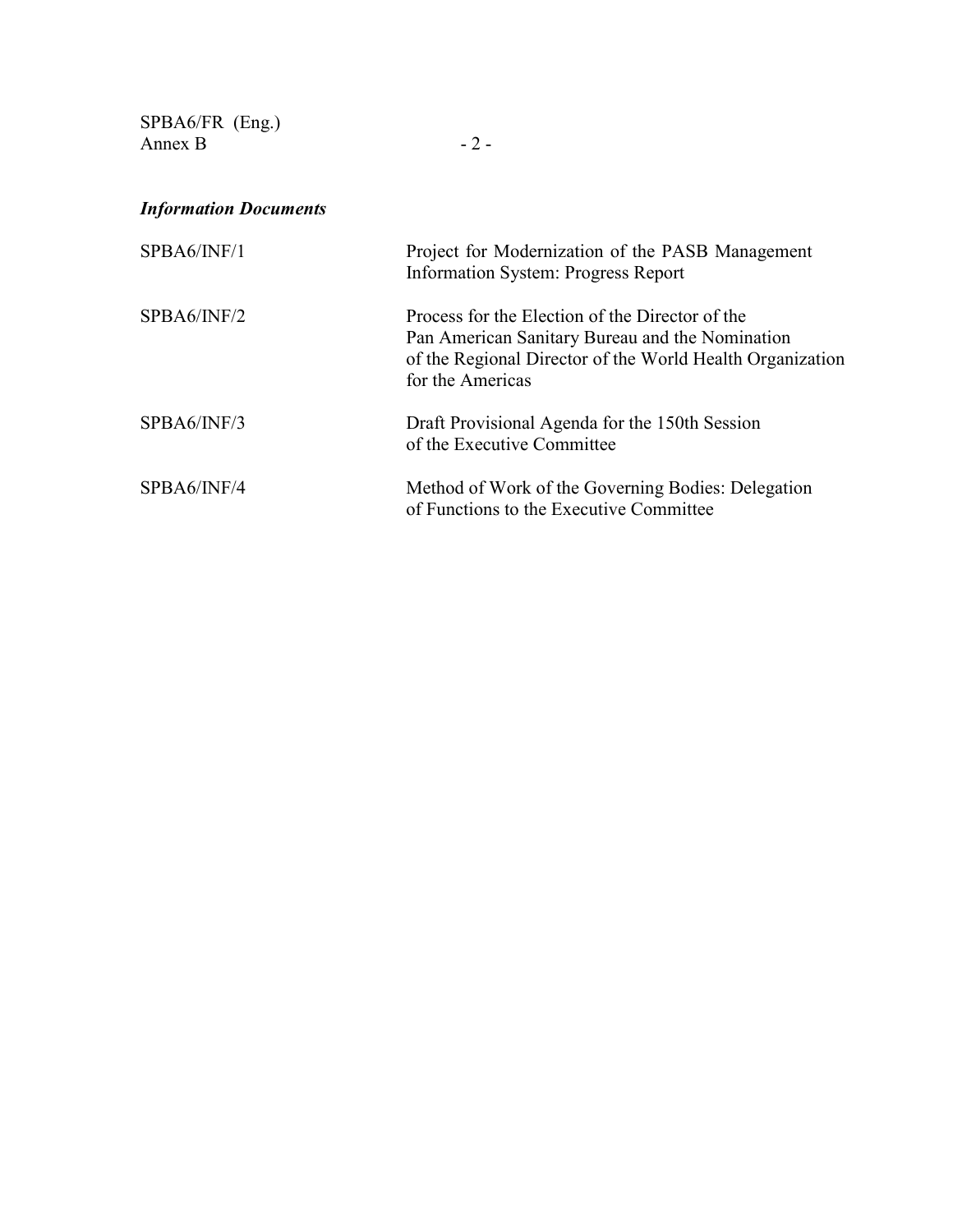*Information Documents*

| | |
|---|---|
| SPBA6/INF/1 | Project for Modernization of the PASB Management Information System: Progress Report |
| SPBA6/INF/2 | Process for the Election of the Director of the Pan American Sanitary Bureau and the Nomination of the Regional Director of the World Health Organization for the Americas |
| SPBA6/INF/3 | Draft Provisional Agenda for the 150th Session of the Executive Committee |
| SPBA6/INF/4 | Method of Work of the Governing Bodies: Delegation of Functions to the Executive Committee |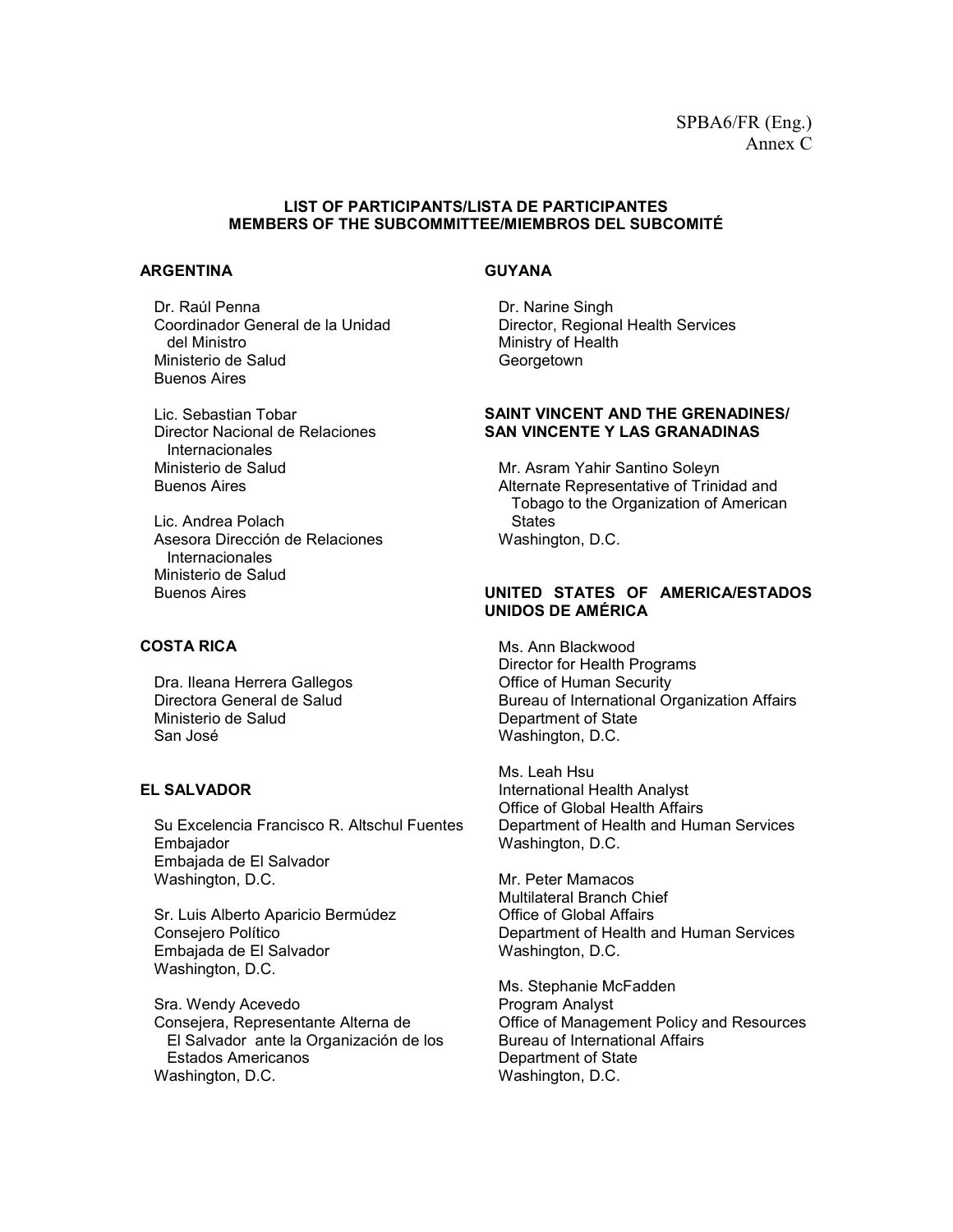SPBA6/FR (Eng.)
Annex C

**LIST OF PARTICIPANTS/LISTA DE PARTICIPANTES**
**MEMBERS OF THE SUBCOMMITTEE/MIEMBROS DEL SUBCOMITÉ**

**ARGENTINA**

Dr. Raúl Penna
Coordinador General de la Unidad del Ministro
Ministerio de Salud
Buenos Aires

Lic. Sebastian Tobar
Director Nacional de Relaciones Internacionales
Ministerio de Salud
Buenos Aires

Lic. Andrea Polach
Asesora Dirección de Relaciones Internacionales
Ministerio de Salud
Buenos Aires

**COSTA RICA**

Dra. Ileana Herrera Gallegos
Directora General de Salud
Ministerio de Salud
San José

**EL SALVADOR**

Su Excelencia Francisco R. Altschul Fuentes
Embajador
Embajada de El Salvador
Washington, D.C.

Sr. Luis Alberto Aparicio Bermúdez
Consejero Político
Embajada de El Salvador
Washington, D.C.

Sra. Wendy Acevedo
Consejera, Representante Alterna de El Salvador ante la Organización de los Estados Americanos
Washington, D.C.

**GUYANA**

Dr. Narine Singh
Director, Regional Health Services
Ministry of Health
Georgetown

**SAINT VINCENT AND THE GRENADINES/ SAN VINCENTE Y LAS GRANADINAS**

Mr. Asram Yahir Santino Soleyn
Alternate Representative of Trinidad and Tobago to the Organization of American States
Washington, D.C.

**UNITED STATES OF AMERICA/ESTADOS UNIDOS DE AMÉRICA**

Ms. Ann Blackwood
Director for Health Programs
Office of Human Security
Bureau of International Organization Affairs
Department of State
Washington, D.C.

Ms. Leah Hsu
International Health Analyst
Office of Global Health Affairs
Department of Health and Human Services
Washington, D.C.

Mr. Peter Mamacos
Multilateral Branch Chief
Office of Global Affairs
Department of Health and Human Services
Washington, D.C.

Ms. Stephanie McFadden
Program Analyst
Office of Management Policy and Resources
Bureau of International Affairs
Department of State
Washington, D.C.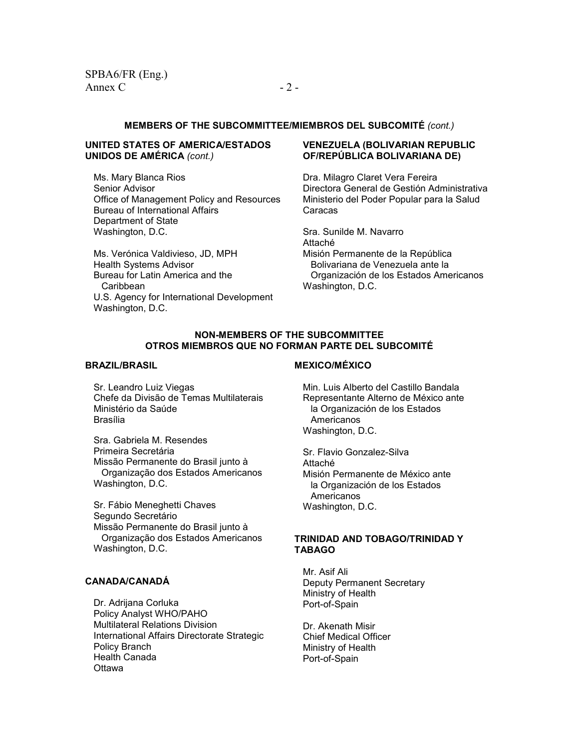**MEMBERS OF THE SUBCOMMITTEE/MIEMBROS DEL SUBCOMITÉ** *(cont.)*

**UNITED STATES OF AMERICA/ESTADOS UNIDOS DE AMÉRICA** *(cont.)*

Ms. Mary Blanca Rios
Senior Advisor
Office of Management Policy and Resources
Bureau of International Affairs
Department of State
Washington, D.C.

Ms. Verónica Valdivieso, JD, MPH
Health Systems Advisor
Bureau for Latin America and the Caribbean
U.S. Agency for International Development
Washington, D.C.

**VENEZUELA (BOLIVARIAN REPUBLIC OF/REPÚBLICA BOLIVARIANA DE)**

Dra. Milagro Claret Vera Fereira
Directora General de Gestión Administrativa
Ministerio del Poder Popular para la Salud
Caracas

Sra. Sunilde M. Navarro
Attaché
Misión Permanente de la República Bolivariana de Venezuela ante la Organización de los Estados Americanos
Washington, D.C.

**NON-MEMBERS OF THE SUBCOMMITTEE**
**OTROS MIEMBROS QUE NO FORMAN PARTE DEL SUBCOMITÉ**

**BRAZIL/BRASIL**

Sr. Leandro Luiz Viegas
Chefe da Divisão de Temas Multilaterais
Ministério da Saúde
Brasília

Sra. Gabriela M. Resendes
Primeira Secretária
Missão Permanente do Brasil junto à Organização dos Estados Americanos
Washington, D.C.

Sr. Fábio Meneghetti Chaves
Segundo Secretário
Missão Permanente do Brasil junto à Organização dos Estados Americanos
Washington, D.C.

**CANADA/CANADÁ**

Dr. Adrijana Corluka
Policy Analyst WHO/PAHO
Multilateral Relations Division
International Affairs Directorate Strategic Policy Branch
Health Canada
Ottawa

**MEXICO/MÉXICO**

Min. Luis Alberto del Castillo Bandala
Representante Alterno de México ante la Organización de los Estados Americanos
Washington, D.C.

Sr. Flavio Gonzalez-Silva
Attaché
Misión Permanente de México ante la Organización de los Estados Americanos
Washington, D.C.

**TRINIDAD AND TOBAGO/TRINIDAD Y TABAGO**

Mr. Asif Ali
Deputy Permanent Secretary
Ministry of Health
Port-of-Spain

Dr. Akenath Misir
Chief Medical Officer
Ministry of Health
Port-of-Spain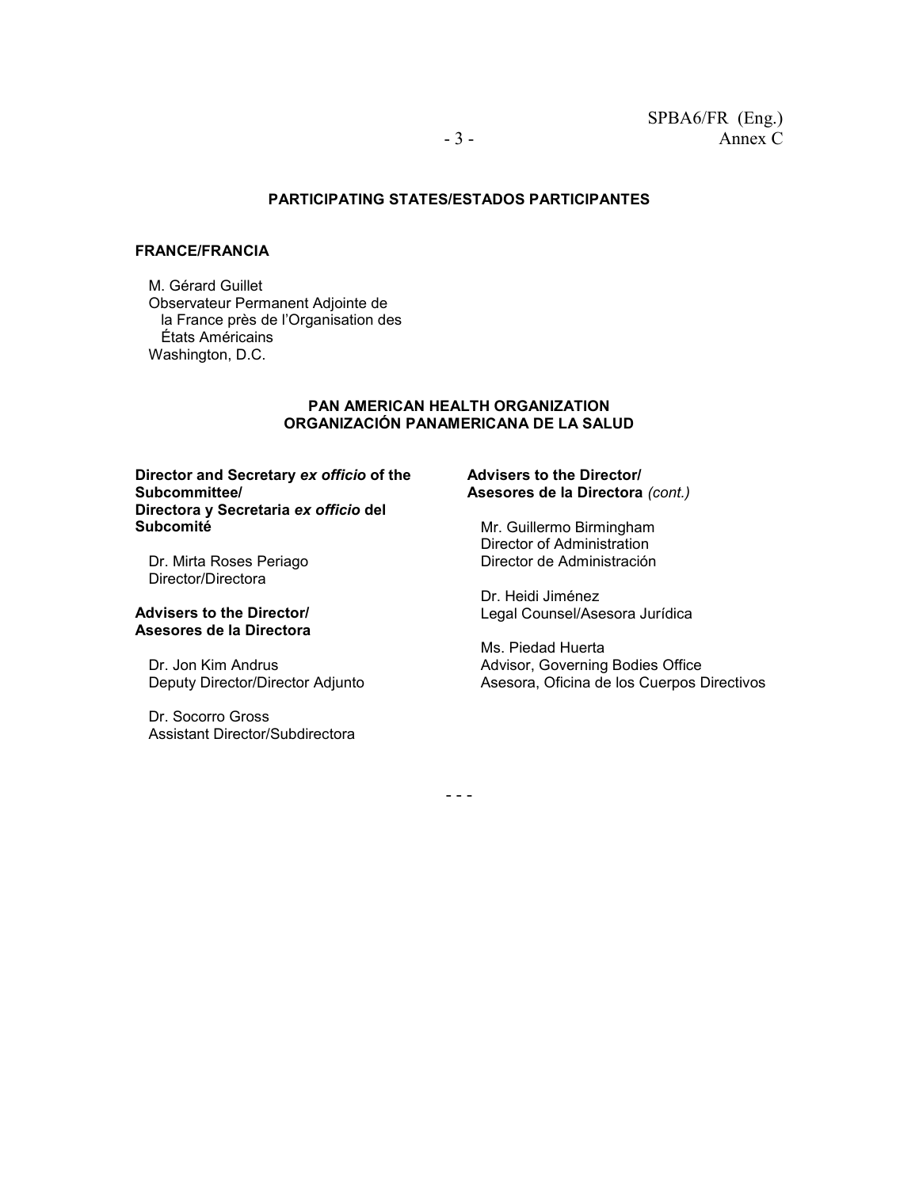**PARTICIPATING STATES/ESTADOS PARTICIPANTES**

**FRANCE/FRANCIA**

M. Gérard Guillet
Observateur Permanent Adjointe de la France près de l'Organisation des États Américains
Washington, D.C.

**PAN AMERICAN HEALTH ORGANIZATION**
**ORGANIZACIÓN PANAMERICANA DE LA SALUD**

**Director and Secretary *ex officio* of the Subcommittee/**
**Directora y Secretaria *ex officio* del Subcomité**

Dr. Mirta Roses Periago
Director/Directora

**Advisers to the Director/**
**Asesores de la Directora**

Dr. Jon Kim Andrus
Deputy Director/Director Adjunto

Dr. Socorro Gross
Assistant Director/Subdirectora

**Advisers to the Director/**
**Asesores de la Directora** *(cont.)*

Mr. Guillermo Birmingham
Director of Administration
Director de Administración

Dr. Heidi Jiménez
Legal Counsel/Asesora Jurídica

Ms. Piedad Huerta
Advisor, Governing Bodies Office
Asesora, Oficina de los Cuerpos Directivos

- - -